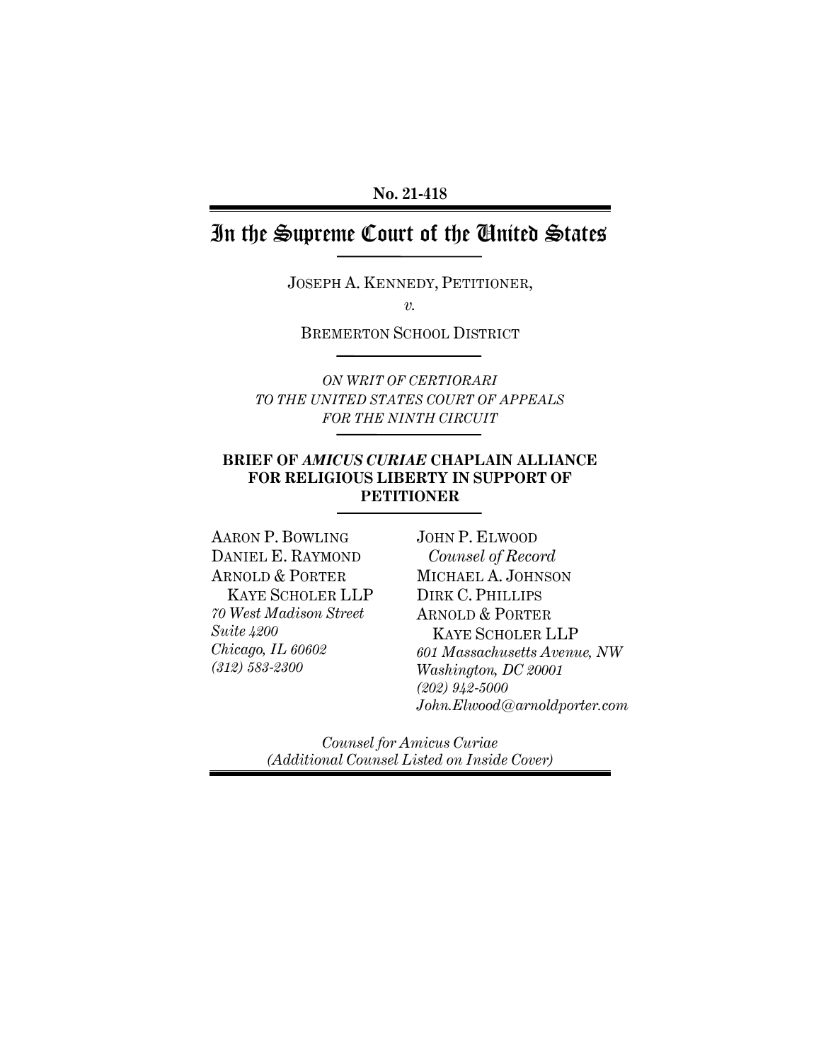**No. 21-418**

# In the Supreme Court of the United States

JOSEPH A. KENNEDY, PETITIONER,

*v.*

BREMERTON SCHOOL DISTRICT

*ON WRIT OF CERTIORARI TO THE UNITED STATES COURT OF APPEALS FOR THE NINTH CIRCUIT*

**BRIEF OF *AMICUS CURIAE* CHAPLAIN ALLIANCE FOR RELIGIOUS LIBERTY IN SUPPORT OF PETITIONER**

AARON P. BOWLING
DANIEL E. RAYMOND
ARNOLD & PORTER KAYE SCHOLER LLP
*70 West Madison Street*
*Suite 4200*
*Chicago, IL 60602*
*(312) 583-2300*

JOHN P. ELWOOD
*Counsel of Record*
MICHAEL A. JOHNSON
DIRK C. PHILLIPS
ARNOLD & PORTER KAYE SCHOLER LLP
*601 Massachusetts Avenue, NW*
*Washington, DC 20001*
*(202) 942-5000*
*John.Elwood@arnoldporter.com*

*Counsel for Amicus Curiae*
*(Additional Counsel Listed on Inside Cover)*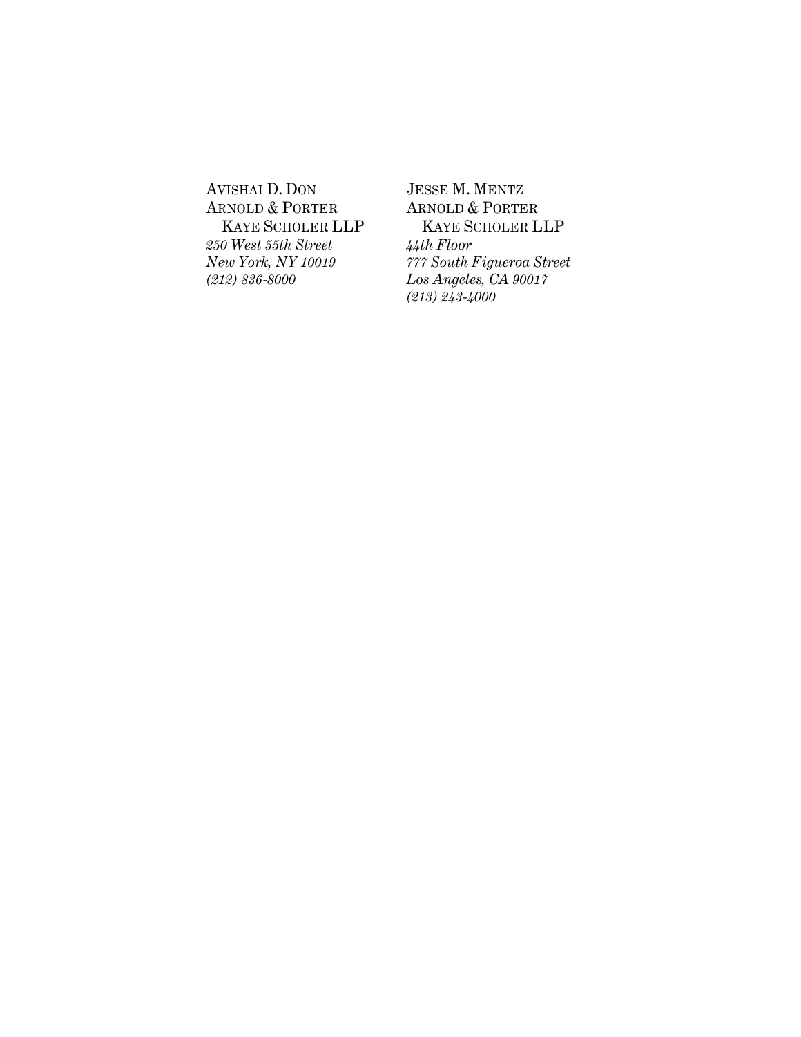AVISHAI D. DON
ARNOLD & PORTER
KAYE SCHOLER LLP
*250 West 55th Street*
*New York, NY 10019*
*(212) 836-8000*

JESSE M. MENTZ
ARNOLD & PORTER
KAYE SCHOLER LLP
*44th Floor*
*777 South Figueroa Street*
*Los Angeles, CA 90017*
*(213) 243-4000*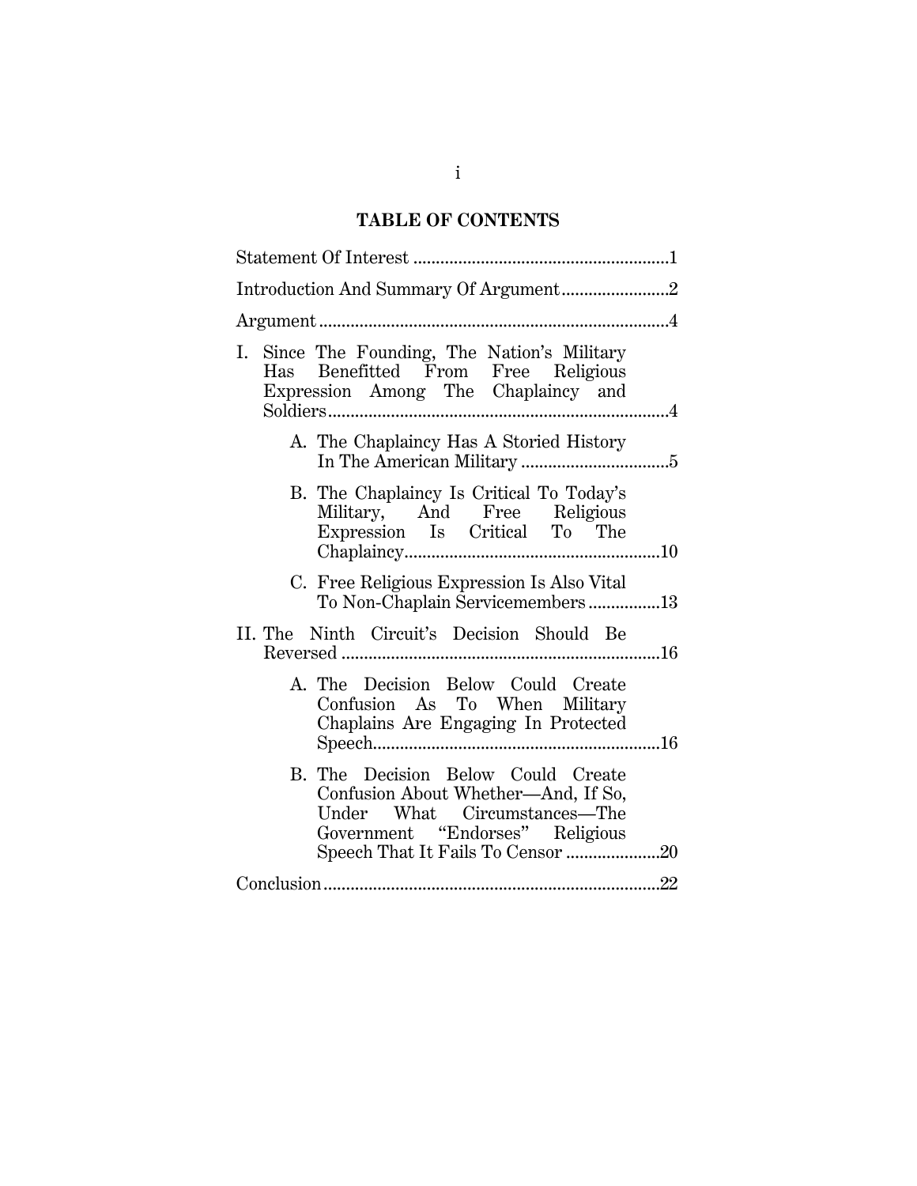# TABLE OF CONTENTS

Statement Of Interest ........................................................1

Introduction And Summary Of Argument........................2

Argument ...........................................................................4

I. Since The Founding, The Nation's Military Has Benefitted From Free Religious Expression Among The Chaplaincy and Soldiers ..........................................................................4

   A. The Chaplaincy Has A Storied History In The American Military ................................5

   B. The Chaplaincy Is Critical To Today's Military, And Free Religious Expression Is Critical To The Chaplaincy........................................................10

   C. Free Religious Expression Is Also Vital To Non-Chaplain Servicemembers ................13

II. The Ninth Circuit's Decision Should Be Reversed .....................................................................16

   A. The Decision Below Could Create Confusion As To When Military Chaplains Are Engaging In Protected Speech...............................................................16

   B. The Decision Below Could Create Confusion About Whether—And, If So, Under What Circumstances—The Government "Endorses" Religious Speech That It Fails To Censor .....................20

Conclusion .........................................................................22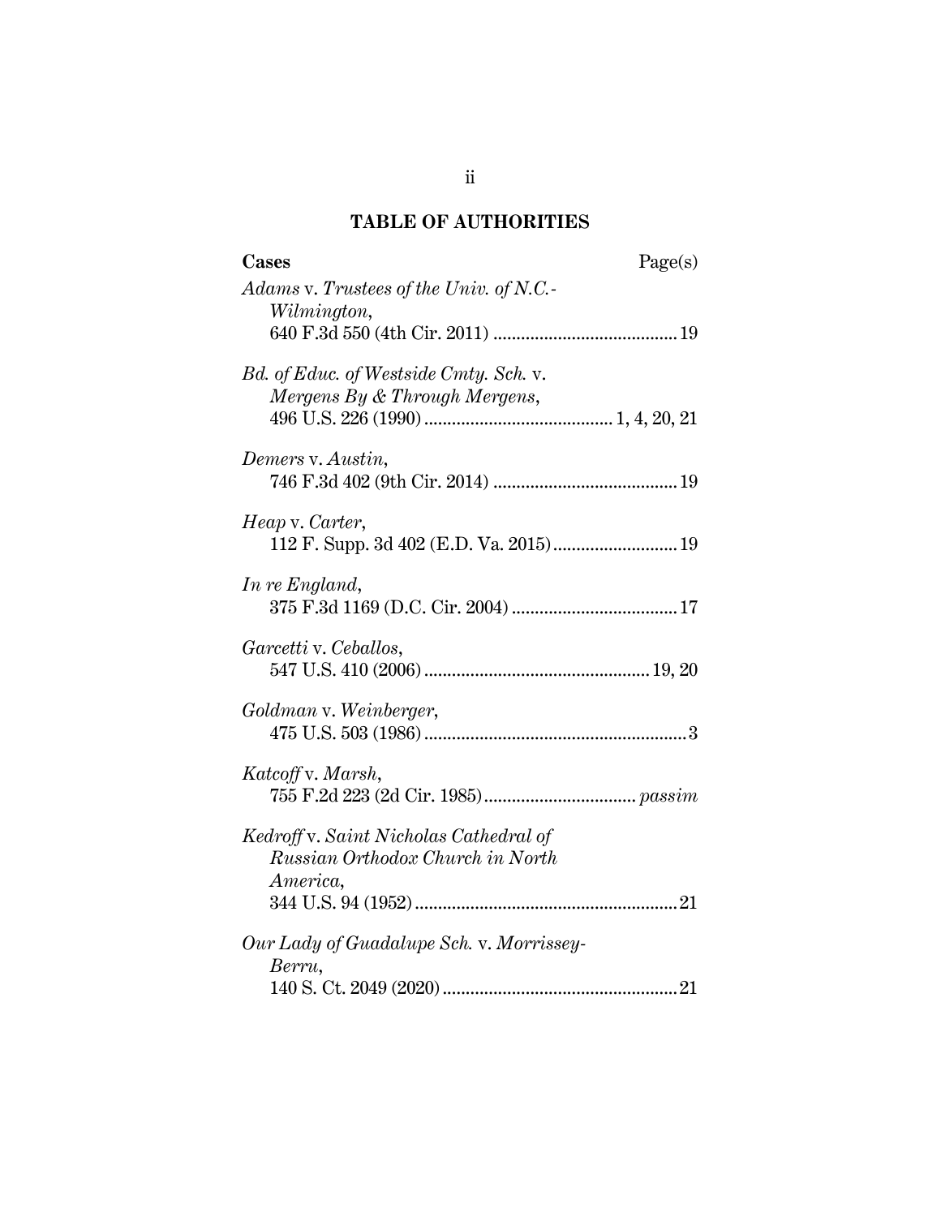## TABLE OF AUTHORITIES

**Cases** Page(s)

*Adams* v. *Trustees of the Univ. of N.C.-Wilmington*,
640 F.3d 550 (4th Cir. 2011) ........................................ 19

*Bd. of Educ. of Westside Cmty. Sch.* v. *Mergens By & Through Mergens*,
496 U.S. 226 (1990) ........................................ 1, 4, 20, 21

*Demers* v. *Austin*,
746 F.3d 402 (9th Cir. 2014) ........................................ 19

*Heap* v. *Carter*,
112 F. Supp. 3d 402 (E.D. Va. 2015) ........................... 19

*In re England*,
375 F.3d 1169 (D.C. Cir. 2004) .................................... 17

*Garcetti* v. *Ceballos*,
547 U.S. 410 (2006) ................................................. 19, 20

*Goldman* v. *Weinberger*,
475 U.S. 503 (1986) .......................................................... 3

*Katcoff* v. *Marsh*,
755 F.2d 223 (2d Cir. 1985) ................................. *passim*

*Kedroff* v. *Saint Nicholas Cathedral of Russian Orthodox Church in North America*,
344 U.S. 94 (1952) .......................................................... 21

*Our Lady of Guadalupe Sch.* v. *Morrissey-Berru*,
140 S. Ct. 2049 (2020) .................................................... 21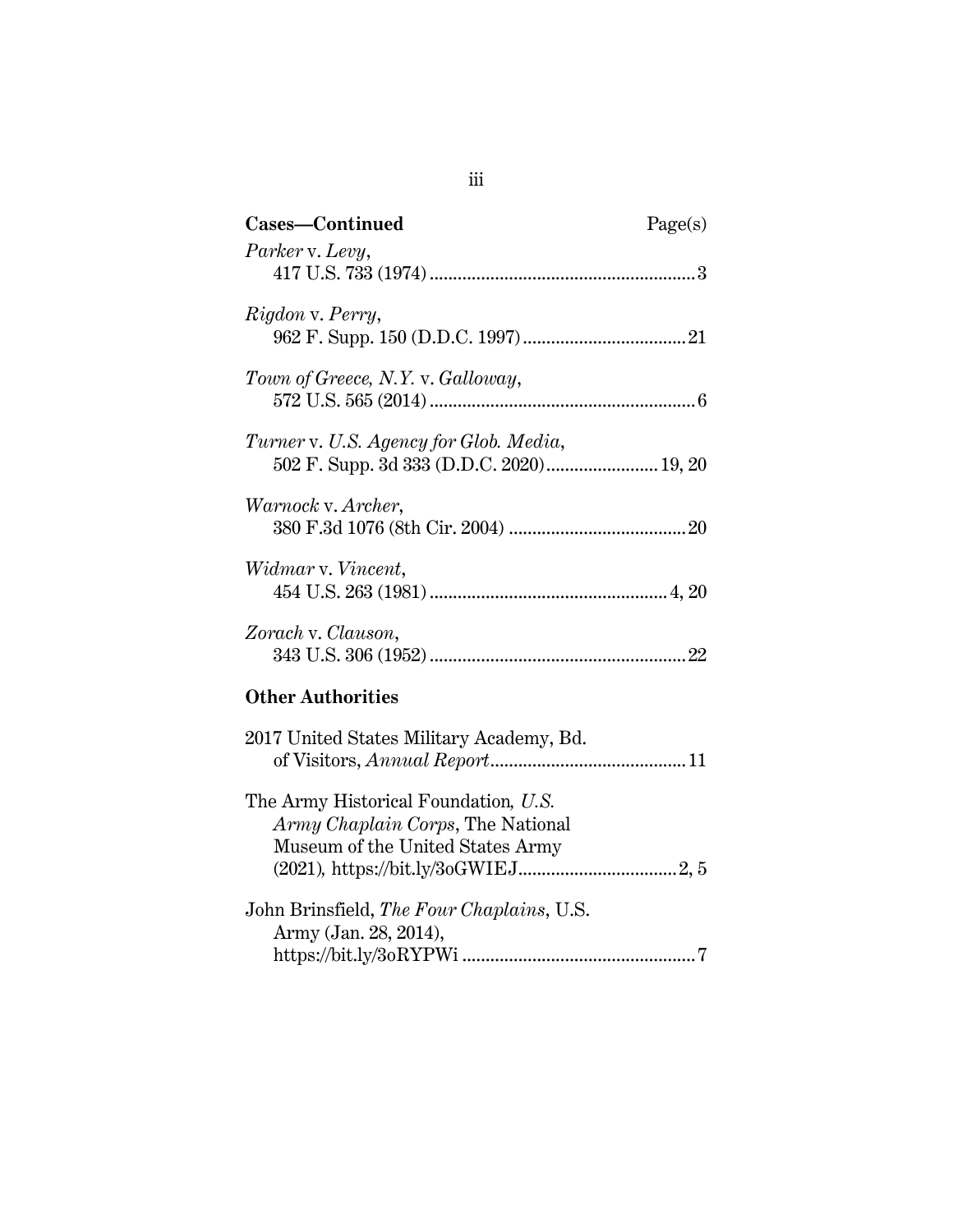**Cases—Continued** Page(s)

*Parker* v. *Levy*,
417 U.S. 733 (1974) ........................................................ 3

*Rigdon* v. *Perry*,
962 F. Supp. 150 (D.D.C. 1997) .................................. 21

*Town of Greece, N.Y.* v. *Galloway*,
572 U.S. 565 (2014) ........................................................ 6

*Turner* v. *U.S. Agency for Glob. Media*,
502 F. Supp. 3d 333 (D.D.C. 2020) ........................ 19, 20

*Warnock* v. *Archer*,
380 F.3d 1076 (8th Cir. 2004) ..................................... 20

*Widmar* v. *Vincent*,
454 U.S. 263 (1981) .................................................. 4, 20

*Zorach* v. *Clauson*,
343 U.S. 306 (1952) ...................................................... 22

**Other Authorities**

2017 United States Military Academy, Bd. of Visitors, *Annual Report* .......................................... 11

The Army Historical Foundation, *U.S. Army Chaplain Corps*, The National Museum of the United States Army (2021), https://bit.ly/3oGWIEJ .................................. 2, 5

John Brinsfield, *The Four Chaplains*, U.S. Army (Jan. 28, 2014), https://bit.ly/3oRYPWi ................................................. 7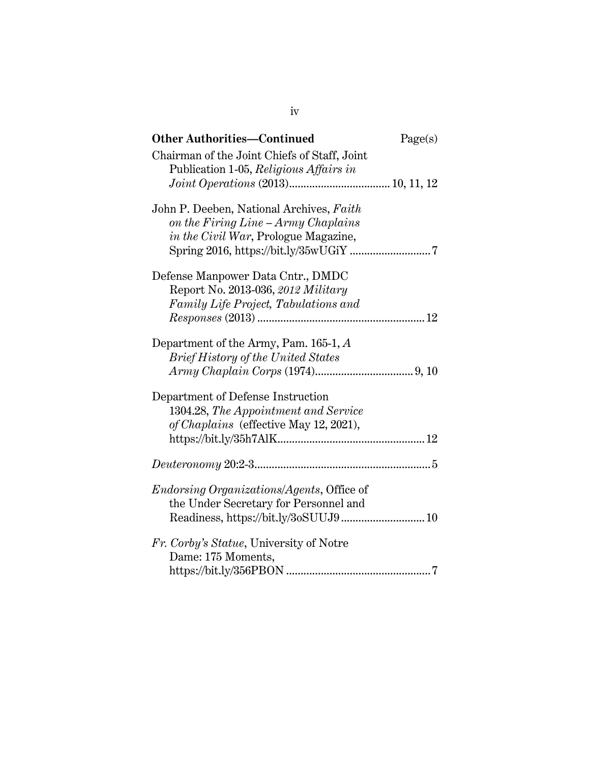**Other Authorities—Continued** Page(s)

Chairman of the Joint Chiefs of Staff, Joint Publication 1-05, *Religious Affairs in Joint Operations* (2013).................................. 10, 11, 12

John P. Deeben, National Archives, *Faith on the Firing Line – Army Chaplains in the Civil War*, Prologue Magazine, Spring 2016, https://bit.ly/35wUGiY ........................... 7

Defense Manpower Data Cntr., DMDC Report No. 2013-036, *2012 Military Family Life Project, Tabulations and Responses* (2013) .......................................................... 12

Department of the Army, Pam. 165-1, *A Brief History of the United States Army Chaplain Corps* (1974)................................. 9, 10

Department of Defense Instruction 1304.28, *The Appointment and Service of Chaplains* (effective May 12, 2021), https://bit.ly/35h7AlK.................................................. 12

*Deuteronomy* 20:2-3............................................................ 5

*Endorsing Organizations/Agents*, Office of the Under Secretary for Personnel and Readiness, https://bit.ly/3oSUUJ9 ............................ 10

*Fr. Corby's Statue*, University of Notre Dame: 175 Moments, https://bit.ly/356PBON ................................................. 7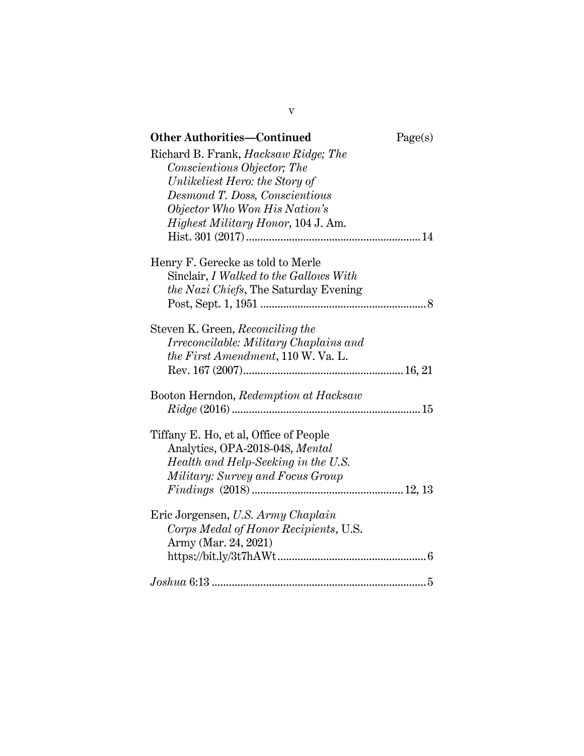**Other Authorities—Continued** Page(s)

Richard B. Frank, *Hacksaw Ridge; The Conscientious Objector; The Unlikeliest Hero: the Story of Desmond T. Doss, Conscientious Objector Who Won His Nation's Highest Military Honor*, 104 J. Am. Hist. 301 (2017) .......... 14

Henry F. Gerecke as told to Merle Sinclair, *I Walked to the Gallows With the Nazi Chiefs*, The Saturday Evening Post, Sept. 1, 1951 .......... 8

Steven K. Green, *Reconciling the Irreconcilable: Military Chaplains and the First Amendment*, 110 W. Va. L. Rev. 167 (2007) .......... 16, 21

Booton Herndon, *Redemption at Hacksaw Ridge* (2016) .......... 15

Tiffany E. Ho, et al, Office of People Analytics, OPA-2018-048, *Mental Health and Help-Seeking in the U.S. Military: Survey and Focus Group Findings* (2018) .......... 12, 13

Eric Jorgensen, *U.S. Army Chaplain Corps Medal of Honor Recipients*, U.S. Army (Mar. 24, 2021) https://bit.ly/3t7hAWt .......... 6

*Joshua* 6:13 .......... 5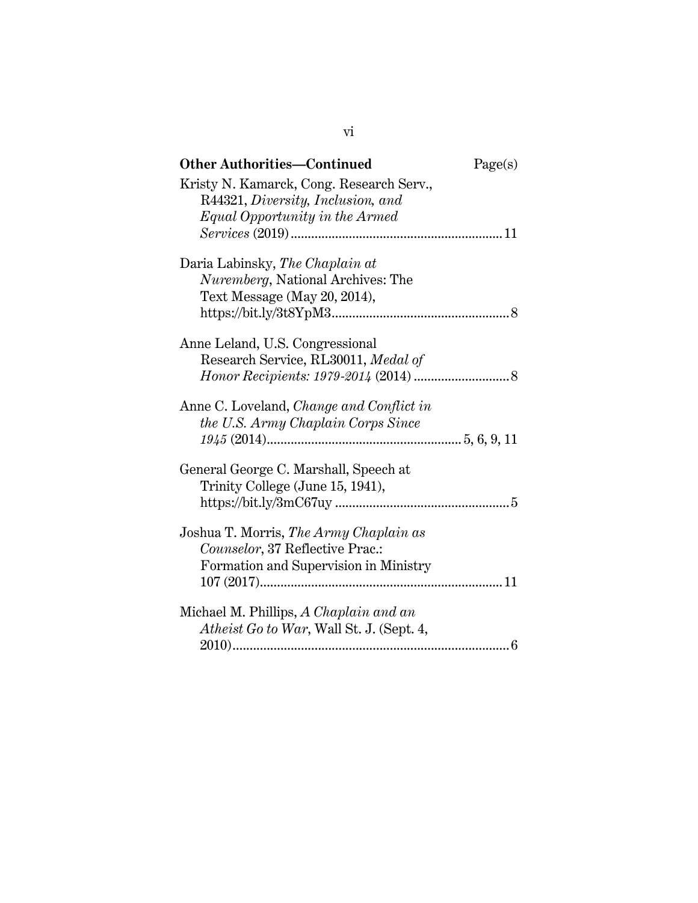**Other Authorities—Continued** Page(s)

Kristy N. Kamarck, Cong. Research Serv., R44321, *Diversity, Inclusion, and Equal Opportunity in the Armed Services* (2019) .............................................................. 11

Daria Labinsky, *The Chaplain at Nuremberg*, National Archives: The Text Message (May 20, 2014), https://bit.ly/3t8YpM3 .................................................... 8

Anne Leland, U.S. Congressional Research Service, RL30011, *Medal of Honor Recipients: 1979-2014* (2014) ............................ 8

Anne C. Loveland, *Change and Conflict in the U.S. Army Chaplain Corps Since 1945* (2014) ........................................................ 5, 6, 9, 11

General George C. Marshall, Speech at Trinity College (June 15, 1941), https://bit.ly/3mC67uy .................................................... 5

Joshua T. Morris, *The Army Chaplain as Counselor*, 37 Reflective Prac.: Formation and Supervision in Ministry 107 (2017) ...................................................................... 11

Michael M. Phillips, *A Chaplain and an Atheist Go to War*, Wall St. J. (Sept. 4, 2010) ................................................................................ 6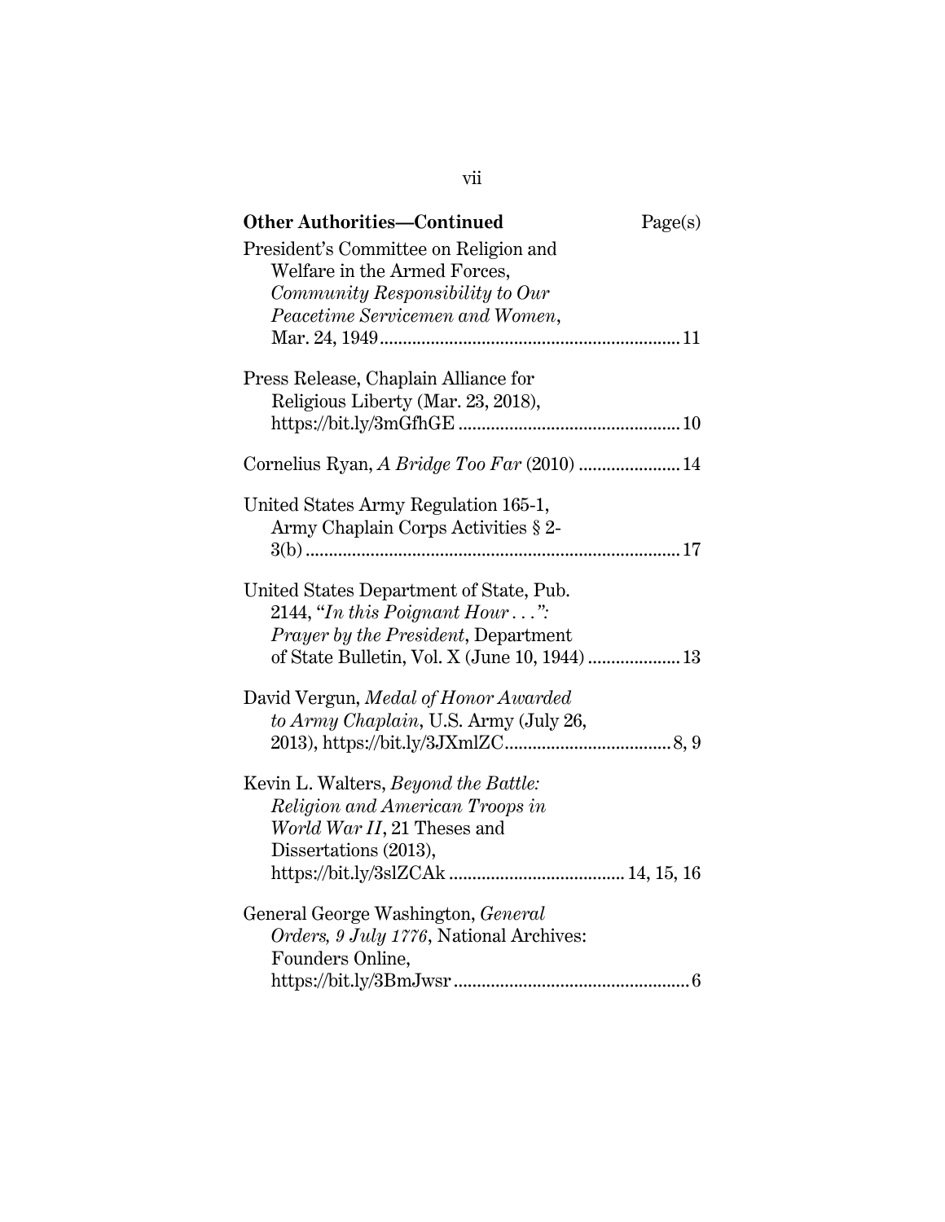**Other Authorities—Continued** Page(s)

President's Committee on Religion and Welfare in the Armed Forces, *Community Responsibility to Our Peacetime Servicemen and Women*, Mar. 24, 1949 .......... 11

Press Release, Chaplain Alliance for Religious Liberty (Mar. 23, 2018), https://bit.ly/3mGfhGE .......... 10

Cornelius Ryan, *A Bridge Too Far* (2010) .......... 14

United States Army Regulation 165-1, Army Chaplain Corps Activities § 2-3(b) .......... 17

United States Department of State, Pub. 2144, "*In this Poignant Hour . . .": Prayer by the President*, Department of State Bulletin, Vol. X (June 10, 1944) .......... 13

David Vergun, *Medal of Honor Awarded to Army Chaplain*, U.S. Army (July 26, 2013), https://bit.ly/3JXmlZC .......... 8, 9

Kevin L. Walters, *Beyond the Battle: Religion and American Troops in World War II*, 21 Theses and Dissertations (2013), https://bit.ly/3slZCAk .......... 14, 15, 16

General George Washington, *General Orders, 9 July 1776*, National Archives: Founders Online, https://bit.ly/3BmJwsr .......... 6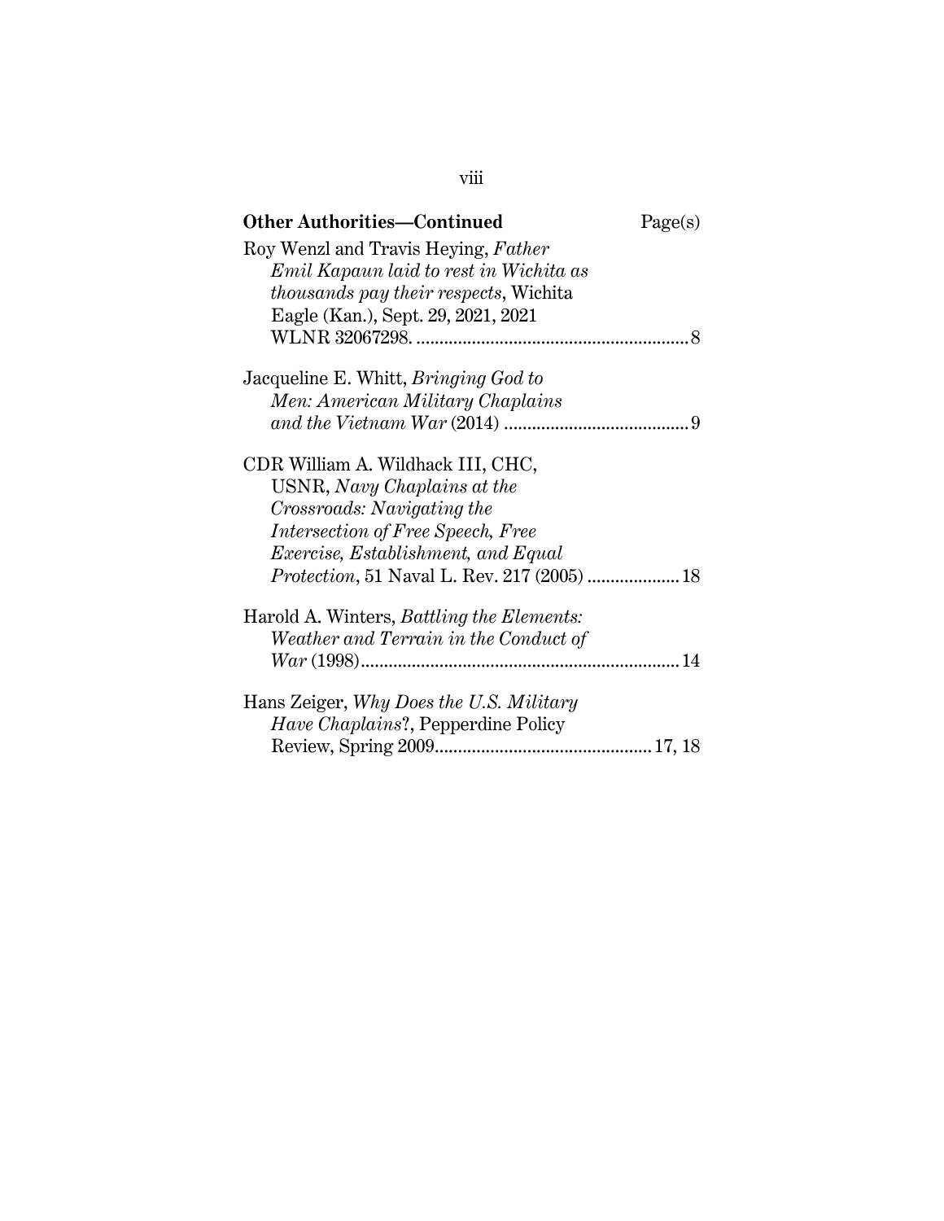**Other Authorities—Continued** Page(s)

Roy Wenzl and Travis Heying, *Father Emil Kapaun laid to rest in Wichita as thousands pay their respects*, Wichita Eagle (Kan.), Sept. 29, 2021, 2021 WLNR 32067298. .......... 8

Jacqueline E. Whitt, *Bringing God to Men: American Military Chaplains and the Vietnam War* (2014) .......... 9

CDR William A. Wildhack III, CHC, USNR, *Navy Chaplains at the Crossroads: Navigating the Intersection of Free Speech, Free Exercise, Establishment, and Equal Protection*, 51 Naval L. Rev. 217 (2005) .......... 18

Harold A. Winters, *Battling the Elements: Weather and Terrain in the Conduct of War* (1998) .......... 14

Hans Zeiger, *Why Does the U.S. Military Have Chaplains*?, Pepperdine Policy Review, Spring 2009 .......... 17, 18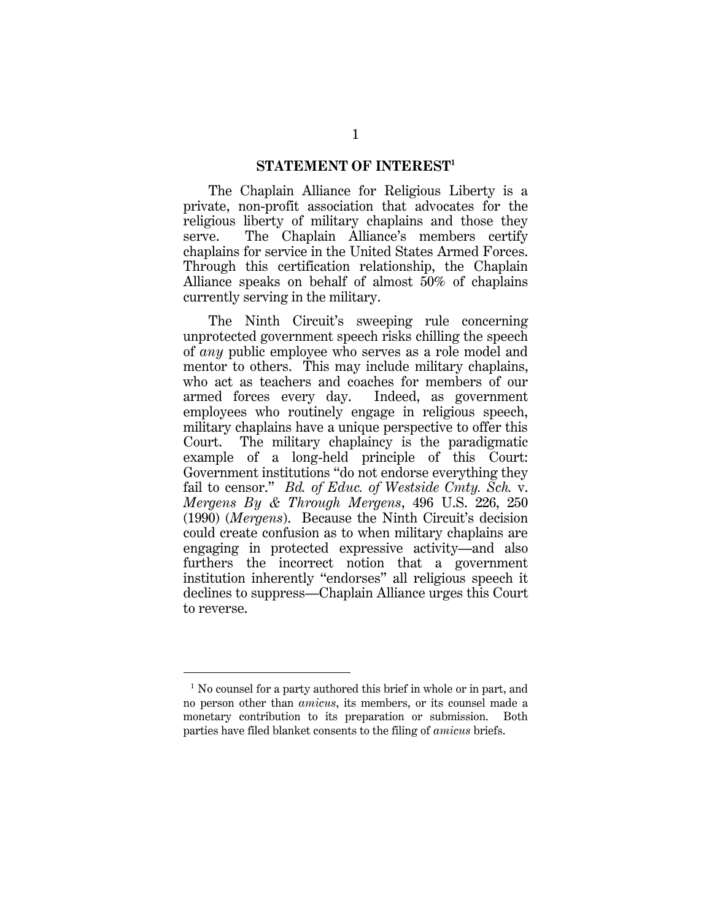## STATEMENT OF INTEREST[1]

The Chaplain Alliance for Religious Liberty is a private, non-profit association that advocates for the religious liberty of military chaplains and those they serve. The Chaplain Alliance's members certify chaplains for service in the United States Armed Forces. Through this certification relationship, the Chaplain Alliance speaks on behalf of almost 50% of chaplains currently serving in the military.

The Ninth Circuit's sweeping rule concerning unprotected government speech risks chilling the speech of *any* public employee who serves as a role model and mentor to others. This may include military chaplains, who act as teachers and coaches for members of our armed forces every day. Indeed, as government employees who routinely engage in religious speech, military chaplains have a unique perspective to offer this Court. The military chaplaincy is the paradigmatic example of a long-held principle of this Court: Government institutions "do not endorse everything they fail to censor." *Bd. of Educ. of Westside Cmty. Sch.* v. *Mergens By & Through Mergens*, 496 U.S. 226, 250 (1990) (*Mergens*). Because the Ninth Circuit's decision could create confusion as to when military chaplains are engaging in protected expressive activity—and also furthers the incorrect notion that a government institution inherently "endorses" all religious speech it declines to suppress—Chaplain Alliance urges this Court to reverse.

---

[1] No counsel for a party authored this brief in whole or in part, and no person other than *amicus*, its members, or its counsel made a monetary contribution to its preparation or submission. Both parties have filed blanket consents to the filing of *amicus* briefs.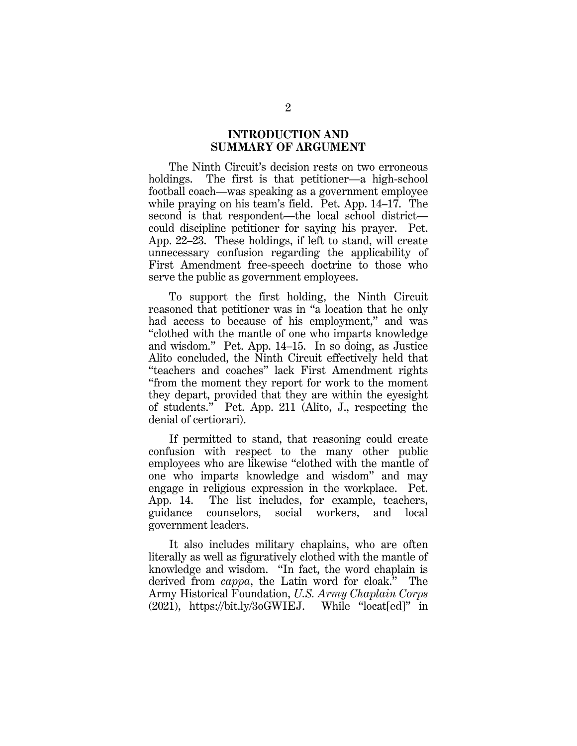## INTRODUCTION AND SUMMARY OF ARGUMENT

The Ninth Circuit's decision rests on two erroneous holdings. The first is that petitioner—a high-school football coach—was speaking as a government employee while praying on his team's field. Pet. App. 14–17. The second is that respondent—the local school district—could discipline petitioner for saying his prayer. Pet. App. 22–23. These holdings, if left to stand, will create unnecessary confusion regarding the applicability of First Amendment free-speech doctrine to those who serve the public as government employees.

To support the first holding, the Ninth Circuit reasoned that petitioner was in "a location that he only had access to because of his employment," and was "clothed with the mantle of one who imparts knowledge and wisdom." Pet. App. 14–15. In so doing, as Justice Alito concluded, the Ninth Circuit effectively held that "teachers and coaches" lack First Amendment rights "from the moment they report for work to the moment they depart, provided that they are within the eyesight of students." Pet. App. 211 (Alito, J., respecting the denial of certiorari).

If permitted to stand, that reasoning could create confusion with respect to the many other public employees who are likewise "clothed with the mantle of one who imparts knowledge and wisdom" and may engage in religious expression in the workplace. Pet. App. 14. The list includes, for example, teachers, guidance counselors, social workers, and local government leaders.

It also includes military chaplains, who are often literally as well as figuratively clothed with the mantle of knowledge and wisdom. "In fact, the word chaplain is derived from *cappa*, the Latin word for cloak." The Army Historical Foundation, *U.S. Army Chaplain Corps* (2021), https://bit.ly/3oGWIEJ. While "locat[ed]" in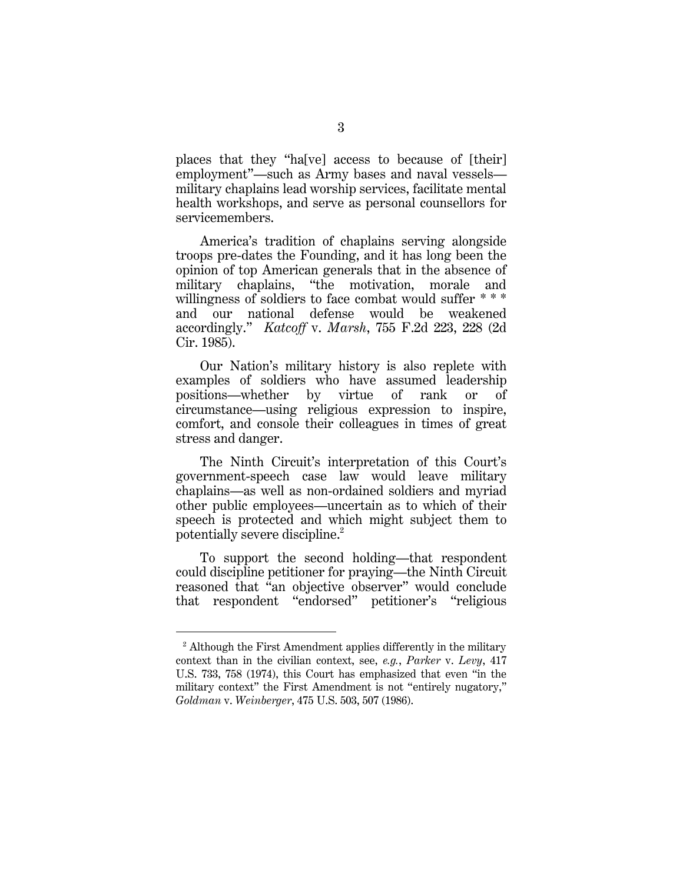places that they "ha[ve] access to because of [their] employment"—such as Army bases and naval vessels—military chaplains lead worship services, facilitate mental health workshops, and serve as personal counsellors for servicemembers.

America's tradition of chaplains serving alongside troops pre-dates the Founding, and it has long been the opinion of top American generals that in the absence of military chaplains, "the motivation, morale and willingness of soldiers to face combat would suffer * * * and our national defense would be weakened accordingly." *Katcoff* v. *Marsh*, 755 F.2d 223, 228 (2d Cir. 1985).

Our Nation's military history is also replete with examples of soldiers who have assumed leadership positions—whether by virtue of rank or of circumstance—using religious expression to inspire, comfort, and console their colleagues in times of great stress and danger.

The Ninth Circuit's interpretation of this Court's government-speech case law would leave military chaplains—as well as non-ordained soldiers and myriad other public employees—uncertain as to which of their speech is protected and which might subject them to potentially severe discipline.[2]

To support the second holding—that respondent could discipline petitioner for praying—the Ninth Circuit reasoned that "an objective observer" would conclude that respondent "endorsed" petitioner's "religious

[2] Although the First Amendment applies differently in the military context than in the civilian context, see, *e.g.*, *Parker* v. *Levy*, 417 U.S. 733, 758 (1974), this Court has emphasized that even "in the military context" the First Amendment is not "entirely nugatory," *Goldman* v. *Weinberger*, 475 U.S. 503, 507 (1986).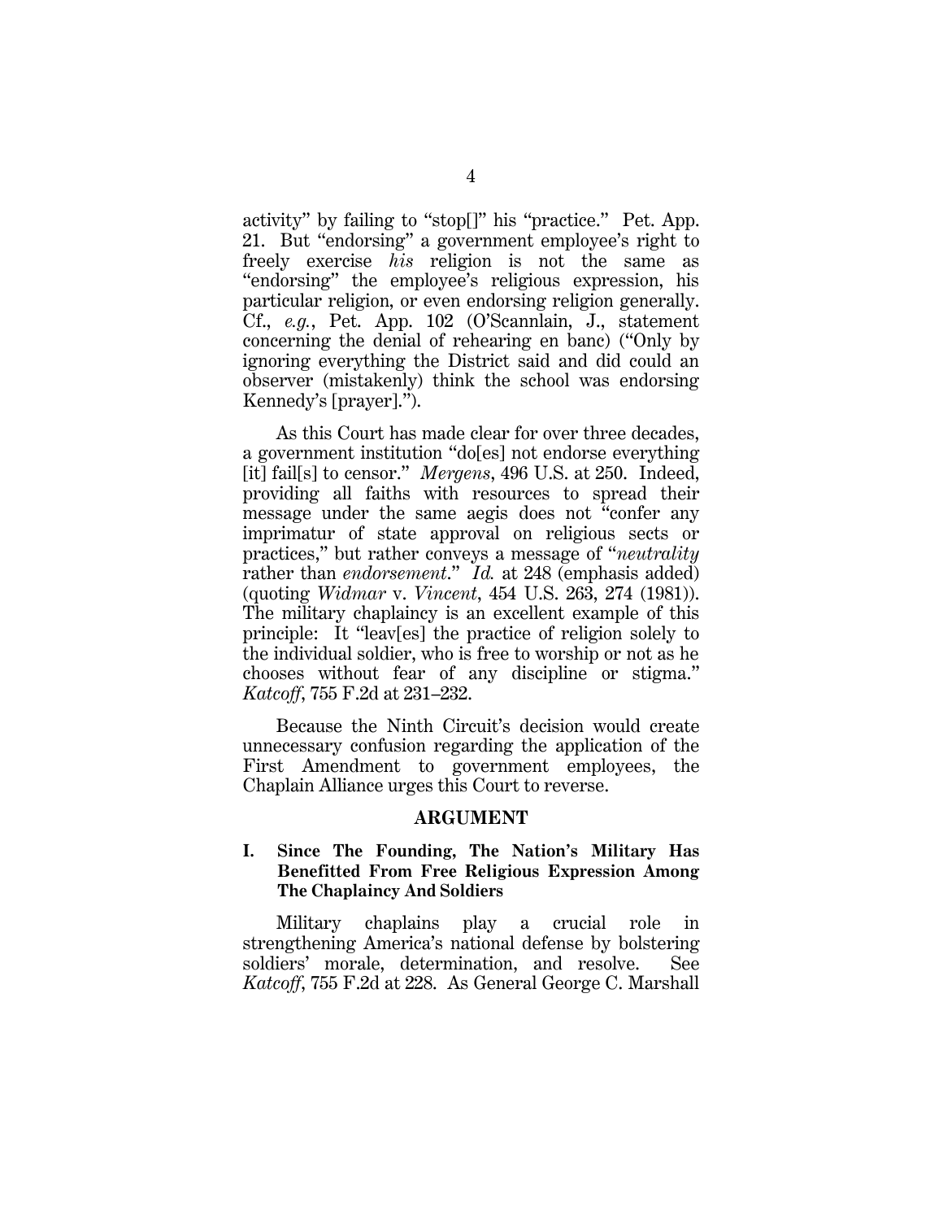activity" by failing to "stop[]" his "practice." Pet. App. 21. But "endorsing" a government employee's right to freely exercise *his* religion is not the same as "endorsing" the employee's religious expression, his particular religion, or even endorsing religion generally. Cf., *e.g.*, Pet. App. 102 (O'Scannlain, J., statement concerning the denial of rehearing en banc) ("Only by ignoring everything the District said and did could an observer (mistakenly) think the school was endorsing Kennedy's [prayer].").

As this Court has made clear for over three decades, a government institution "do[es] not endorse everything [it] fail[s] to censor." *Mergens*, 496 U.S. at 250. Indeed, providing all faiths with resources to spread their message under the same aegis does not "confer any imprimatur of state approval on religious sects or practices," but rather conveys a message of "*neutrality* rather than *endorsement*." *Id.* at 248 (emphasis added) (quoting *Widmar* v. *Vincent*, 454 U.S. 263, 274 (1981)). The military chaplaincy is an excellent example of this principle: It "leav[es] the practice of religion solely to the individual soldier, who is free to worship or not as he chooses without fear of any discipline or stigma." *Katcoff*, 755 F.2d at 231–232.

Because the Ninth Circuit's decision would create unnecessary confusion regarding the application of the First Amendment to government employees, the Chaplain Alliance urges this Court to reverse.

## ARGUMENT

### I. Since The Founding, The Nation's Military Has Benefitted From Free Religious Expression Among The Chaplaincy And Soldiers

Military chaplains play a crucial role in strengthening America's national defense by bolstering soldiers' morale, determination, and resolve. See *Katcoff*, 755 F.2d at 228. As General George C. Marshall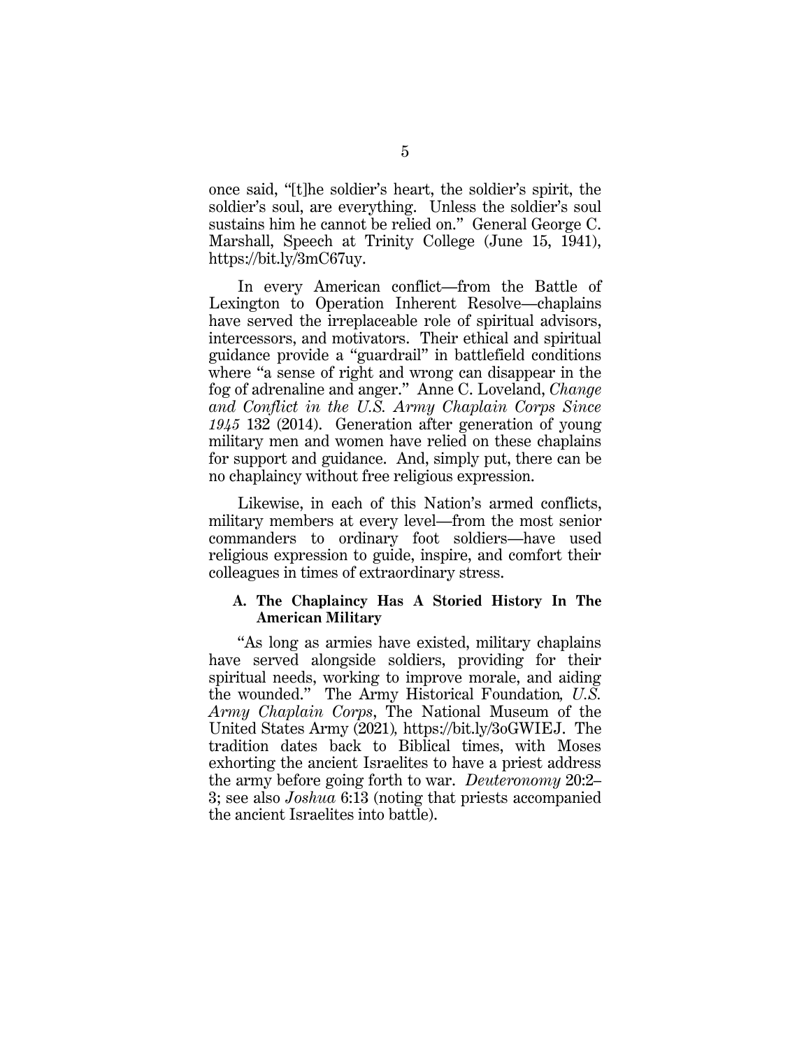once said, "[t]he soldier's heart, the soldier's spirit, the soldier's soul, are everything. Unless the soldier's soul sustains him he cannot be relied on." General George C. Marshall, Speech at Trinity College (June 15, 1941), https://bit.ly/3mC67uy.

In every American conflict—from the Battle of Lexington to Operation Inherent Resolve—chaplains have served the irreplaceable role of spiritual advisors, intercessors, and motivators. Their ethical and spiritual guidance provide a "guardrail" in battlefield conditions where "a sense of right and wrong can disappear in the fog of adrenaline and anger." Anne C. Loveland, *Change and Conflict in the U.S. Army Chaplain Corps Since 1945* 132 (2014). Generation after generation of young military men and women have relied on these chaplains for support and guidance. And, simply put, there can be no chaplaincy without free religious expression.

Likewise, in each of this Nation's armed conflicts, military members at every level—from the most senior commanders to ordinary foot soldiers—have used religious expression to guide, inspire, and comfort their colleagues in times of extraordinary stress.

### A. The Chaplaincy Has A Storied History In The American Military

"As long as armies have existed, military chaplains have served alongside soldiers, providing for their spiritual needs, working to improve morale, and aiding the wounded." The Army Historical Foundation*, U.S. Army Chaplain Corps*, The National Museum of the United States Army (2021)*,* https://bit.ly/3oGWIEJ. The tradition dates back to Biblical times, with Moses exhorting the ancient Israelites to have a priest address the army before going forth to war. *Deuteronomy* 20:2–3; see also *Joshua* 6:13 (noting that priests accompanied the ancient Israelites into battle).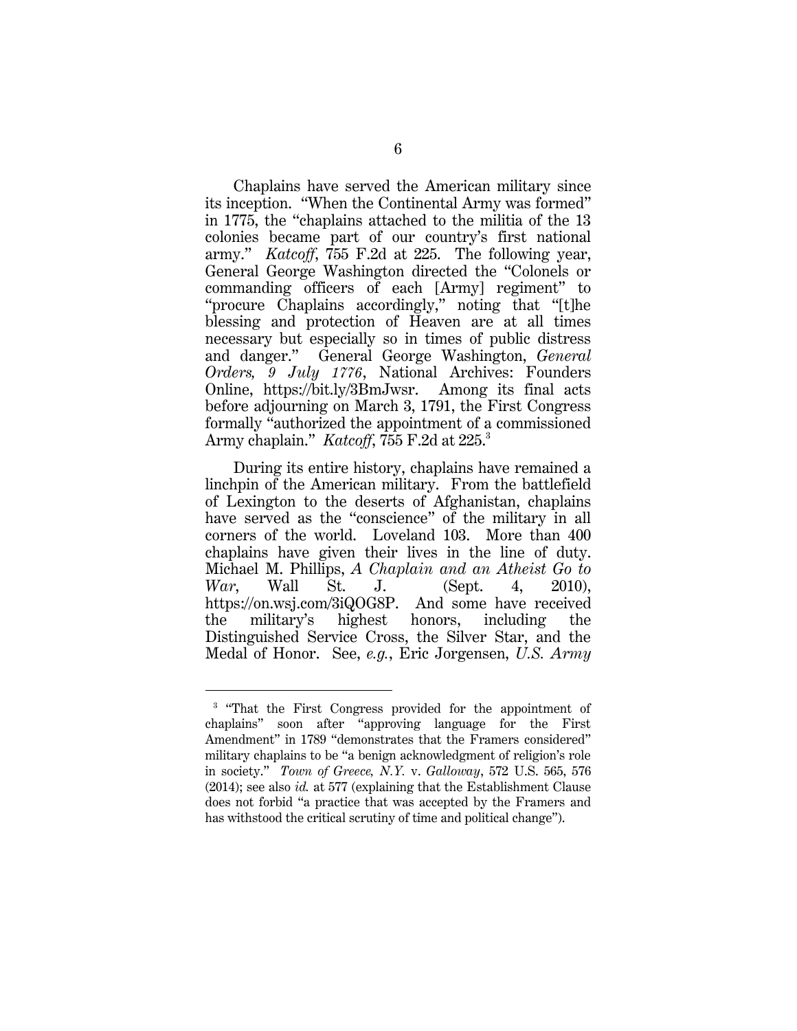Chaplains have served the American military since its inception. "When the Continental Army was formed" in 1775, the "chaplains attached to the militia of the 13 colonies became part of our country's first national army." *Katcoff*, 755 F.2d at 225. The following year, General George Washington directed the "Colonels or commanding officers of each [Army] regiment" to "procure Chaplains accordingly," noting that "[t]he blessing and protection of Heaven are at all times necessary but especially so in times of public distress and danger." General George Washington, *General Orders, 9 July 1776*, National Archives: Founders Online, https://bit.ly/3BmJwsr. Among its final acts before adjourning on March 3, 1791, the First Congress formally "authorized the appointment of a commissioned Army chaplain." *Katcoff*, 755 F.2d at 225.[3]

During its entire history, chaplains have remained a linchpin of the American military. From the battlefield of Lexington to the deserts of Afghanistan, chaplains have served as the "conscience" of the military in all corners of the world. Loveland 103. More than 400 chaplains have given their lives in the line of duty. Michael M. Phillips, *A Chaplain and an Atheist Go to War*, Wall St. J. (Sept. 4, 2010), https://on.wsj.com/3iQOG8P. And some have received the military's highest honors, including the Distinguished Service Cross, the Silver Star, and the Medal of Honor. See, *e.g.*, Eric Jorgensen, *U.S. Army*

---

[3] "That the First Congress provided for the appointment of chaplains" soon after "approving language for the First Amendment" in 1789 "demonstrates that the Framers considered" military chaplains to be "a benign acknowledgment of religion's role in society." *Town of Greece, N.Y.* v. *Galloway*, 572 U.S. 565, 576 (2014); see also *id.* at 577 (explaining that the Establishment Clause does not forbid "a practice that was accepted by the Framers and has withstood the critical scrutiny of time and political change").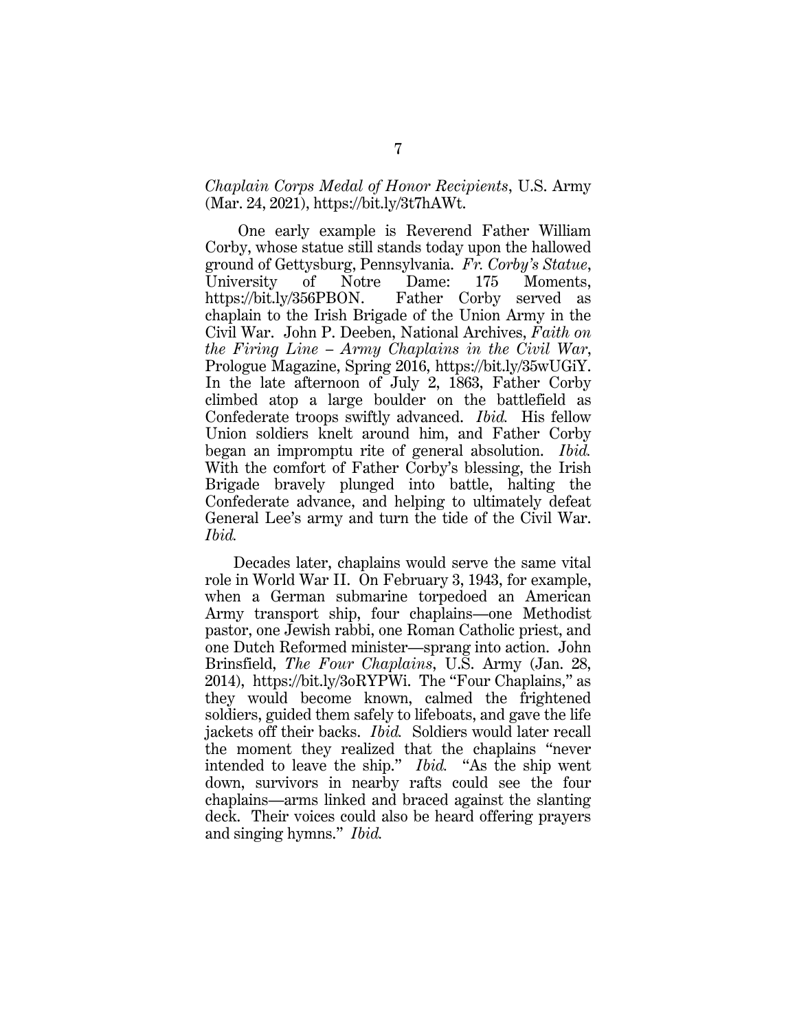*Chaplain Corps Medal of Honor Recipients*, U.S. Army (Mar. 24, 2021), https://bit.ly/3t7hAWt.

One early example is Reverend Father William Corby, whose statue still stands today upon the hallowed ground of Gettysburg, Pennsylvania. *Fr. Corby's Statue*, University of Notre Dame: 175 Moments, https://bit.ly/356PBON. Father Corby served as chaplain to the Irish Brigade of the Union Army in the Civil War. John P. Deeben, National Archives, *Faith on the Firing Line – Army Chaplains in the Civil War*, Prologue Magazine, Spring 2016, https://bit.ly/35wUGiY. In the late afternoon of July 2, 1863, Father Corby climbed atop a large boulder on the battlefield as Confederate troops swiftly advanced. *Ibid.* His fellow Union soldiers knelt around him, and Father Corby began an impromptu rite of general absolution. *Ibid.* With the comfort of Father Corby's blessing, the Irish Brigade bravely plunged into battle, halting the Confederate advance, and helping to ultimately defeat General Lee's army and turn the tide of the Civil War. *Ibid.*

Decades later, chaplains would serve the same vital role in World War II. On February 3, 1943, for example, when a German submarine torpedoed an American Army transport ship, four chaplains—one Methodist pastor, one Jewish rabbi, one Roman Catholic priest, and one Dutch Reformed minister—sprang into action. John Brinsfield, *The Four Chaplains*, U.S. Army (Jan. 28, 2014), https://bit.ly/3oRYPWi. The "Four Chaplains," as they would become known, calmed the frightened soldiers, guided them safely to lifeboats, and gave the life jackets off their backs. *Ibid.* Soldiers would later recall the moment they realized that the chaplains "never intended to leave the ship." *Ibid.* "As the ship went down, survivors in nearby rafts could see the four chaplains—arms linked and braced against the slanting deck. Their voices could also be heard offering prayers and singing hymns." *Ibid.*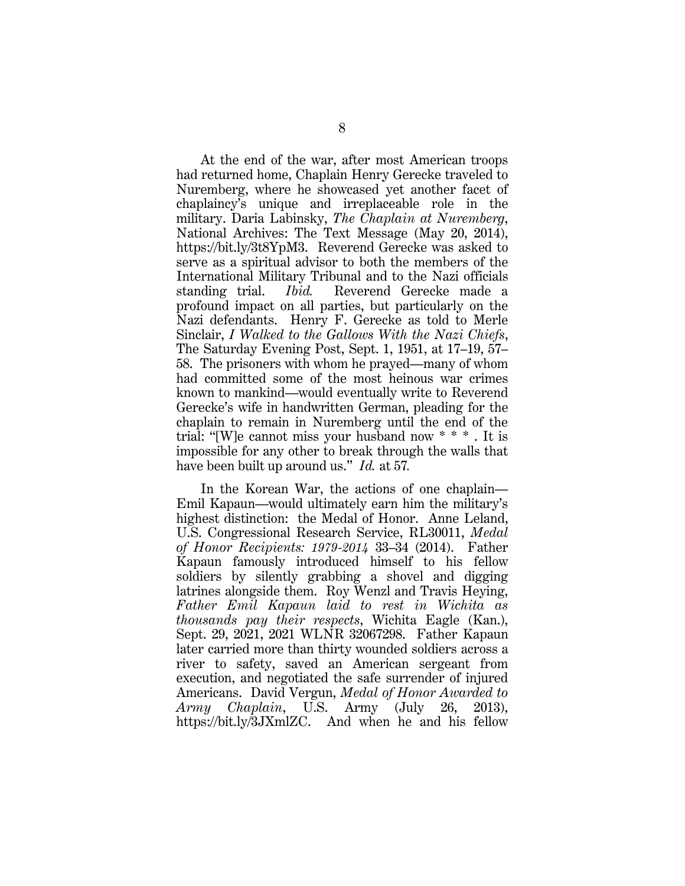At the end of the war, after most American troops had returned home, Chaplain Henry Gerecke traveled to Nuremberg, where he showcased yet another facet of chaplaincy's unique and irreplaceable role in the military. Daria Labinsky, *The Chaplain at Nuremberg*, National Archives: The Text Message (May 20, 2014), https://bit.ly/3t8YpM3. Reverend Gerecke was asked to serve as a spiritual advisor to both the members of the International Military Tribunal and to the Nazi officials standing trial. *Ibid.* Reverend Gerecke made a profound impact on all parties, but particularly on the Nazi defendants. Henry F. Gerecke as told to Merle Sinclair, *I Walked to the Gallows With the Nazi Chiefs*, The Saturday Evening Post, Sept. 1, 1951, at 17–19, 57–58. The prisoners with whom he prayed—many of whom had committed some of the most heinous war crimes known to mankind—would eventually write to Reverend Gerecke's wife in handwritten German, pleading for the chaplain to remain in Nuremberg until the end of the trial: "[W]e cannot miss your husband now * * * . It is impossible for any other to break through the walls that have been built up around us." *Id.* at 57.

In the Korean War, the actions of one chaplain—Emil Kapaun—would ultimately earn him the military's highest distinction: the Medal of Honor. Anne Leland, U.S. Congressional Research Service, RL30011, *Medal of Honor Recipients: 1979-2014* 33–34 (2014). Father Kapaun famously introduced himself to his fellow soldiers by silently grabbing a shovel and digging latrines alongside them. Roy Wenzl and Travis Heying, *Father Emil Kapaun laid to rest in Wichita as thousands pay their respects*, Wichita Eagle (Kan.), Sept. 29, 2021, 2021 WLNR 32067298. Father Kapaun later carried more than thirty wounded soldiers across a river to safety, saved an American sergeant from execution, and negotiated the safe surrender of injured Americans. David Vergun, *Medal of Honor Awarded to Army Chaplain*, U.S. Army (July 26, 2013), https://bit.ly/3JXmlZC. And when he and his fellow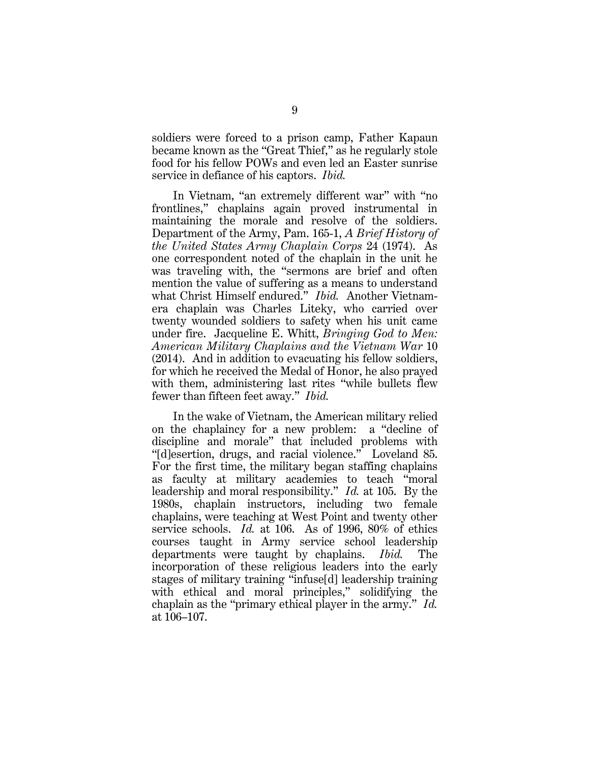soldiers were forced to a prison camp, Father Kapaun became known as the "Great Thief," as he regularly stole food for his fellow POWs and even led an Easter sunrise service in defiance of his captors. *Ibid.*

In Vietnam, "an extremely different war" with "no frontlines," chaplains again proved instrumental in maintaining the morale and resolve of the soldiers. Department of the Army, Pam. 165-1, *A Brief History of the United States Army Chaplain Corps* 24 (1974). As one correspondent noted of the chaplain in the unit he was traveling with, the "sermons are brief and often mention the value of suffering as a means to understand what Christ Himself endured." *Ibid.* Another Vietnam-era chaplain was Charles Liteky, who carried over twenty wounded soldiers to safety when his unit came under fire. Jacqueline E. Whitt, *Bringing God to Men: American Military Chaplains and the Vietnam War* 10 (2014). And in addition to evacuating his fellow soldiers, for which he received the Medal of Honor, he also prayed with them, administering last rites "while bullets flew fewer than fifteen feet away." *Ibid.*

In the wake of Vietnam, the American military relied on the chaplaincy for a new problem: a "decline of discipline and morale" that included problems with "[d]esertion, drugs, and racial violence." Loveland 85. For the first time, the military began staffing chaplains as faculty at military academies to teach "moral leadership and moral responsibility." *Id.* at 105. By the 1980s, chaplain instructors, including two female chaplains, were teaching at West Point and twenty other service schools. *Id.* at 106. As of 1996, 80% of ethics courses taught in Army service school leadership departments were taught by chaplains. *Ibid.* The incorporation of these religious leaders into the early stages of military training "infuse[d] leadership training with ethical and moral principles," solidifying the chaplain as the "primary ethical player in the army." *Id.* at 106–107.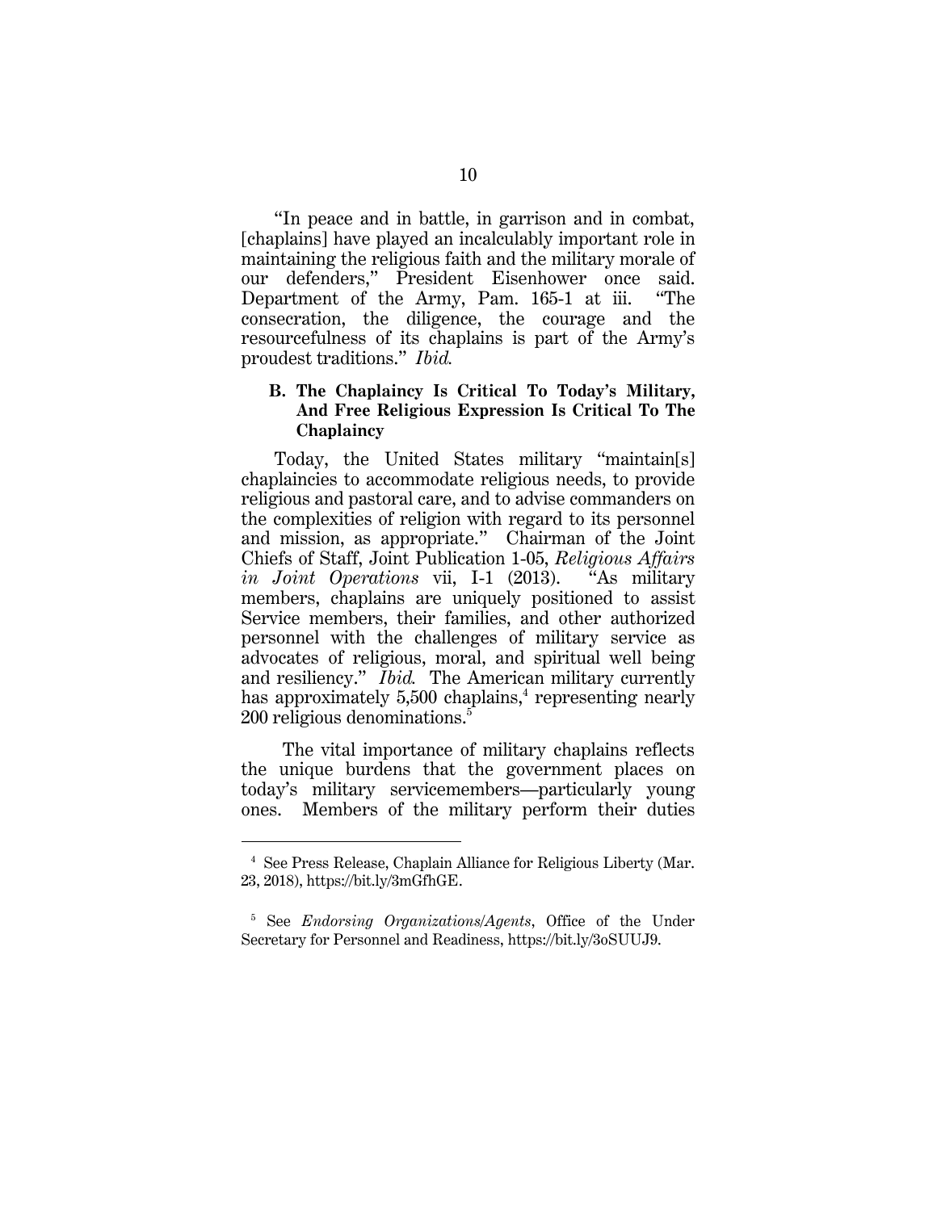"In peace and in battle, in garrison and in combat, [chaplains] have played an incalculably important role in maintaining the religious faith and the military morale of our defenders," President Eisenhower once said. Department of the Army, Pam. 165-1 at iii. "The consecration, the diligence, the courage and the resourcefulness of its chaplains is part of the Army's proudest traditions." *Ibid.*

### B. The Chaplaincy Is Critical To Today's Military, And Free Religious Expression Is Critical To The Chaplaincy

Today, the United States military "maintain[s] chaplaincies to accommodate religious needs, to provide religious and pastoral care, and to advise commanders on the complexities of religion with regard to its personnel and mission, as appropriate." Chairman of the Joint Chiefs of Staff, Joint Publication 1-05, *Religious Affairs in Joint Operations* vii, I-1 (2013). "As military members, chaplains are uniquely positioned to assist Service members, their families, and other authorized personnel with the challenges of military service as advocates of religious, moral, and spiritual well being and resiliency." *Ibid.* The American military currently has approximately 5,500 chaplains,[4] representing nearly 200 religious denominations.[5]

The vital importance of military chaplains reflects the unique burdens that the government places on today's military servicemembers—particularly young ones. Members of the military perform their duties

---

[4] See Press Release, Chaplain Alliance for Religious Liberty (Mar. 23, 2018), https://bit.ly/3mGfhGE.

[5] See *Endorsing Organizations/Agents*, Office of the Under Secretary for Personnel and Readiness, https://bit.ly/3oSUUJ9.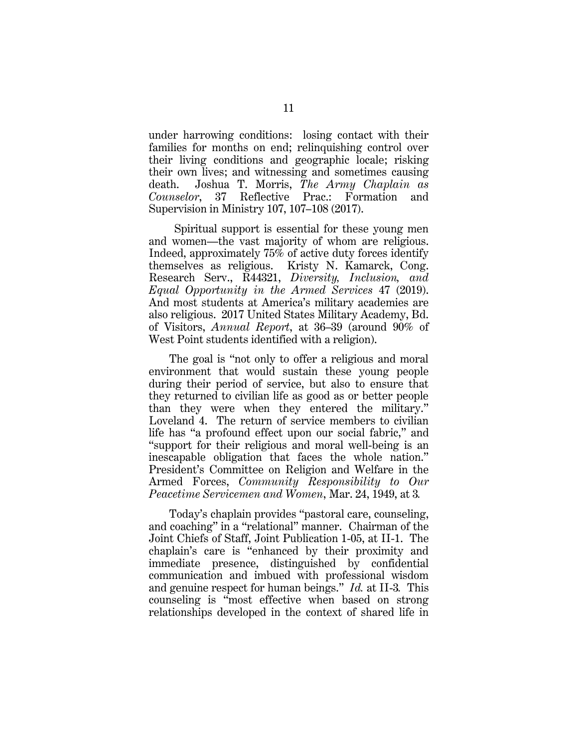under harrowing conditions: losing contact with their families for months on end; relinquishing control over their living conditions and geographic locale; risking their own lives; and witnessing and sometimes causing death. Joshua T. Morris, *The Army Chaplain as Counselor*, 37 Reflective Prac.: Formation and Supervision in Ministry 107, 107–108 (2017).

Spiritual support is essential for these young men and women—the vast majority of whom are religious. Indeed, approximately 75% of active duty forces identify themselves as religious. Kristy N. Kamarck, Cong. Research Serv., R44321, *Diversity, Inclusion, and Equal Opportunity in the Armed Services* 47 (2019). And most students at America's military academies are also religious. 2017 United States Military Academy, Bd. of Visitors, *Annual Report*, at 36–39 (around 90% of West Point students identified with a religion).

The goal is "not only to offer a religious and moral environment that would sustain these young people during their period of service, but also to ensure that they returned to civilian life as good as or better people than they were when they entered the military." Loveland 4. The return of service members to civilian life has "a profound effect upon our social fabric," and "support for their religious and moral well-being is an inescapable obligation that faces the whole nation." President's Committee on Religion and Welfare in the Armed Forces, *Community Responsibility to Our Peacetime Servicemen and Women*, Mar. 24, 1949, at 3.

Today's chaplain provides "pastoral care, counseling, and coaching" in a "relational" manner. Chairman of the Joint Chiefs of Staff, Joint Publication 1-05, at II-1. The chaplain's care is "enhanced by their proximity and immediate presence, distinguished by confidential communication and imbued with professional wisdom and genuine respect for human beings." *Id.* at II-3. This counseling is "most effective when based on strong relationships developed in the context of shared life in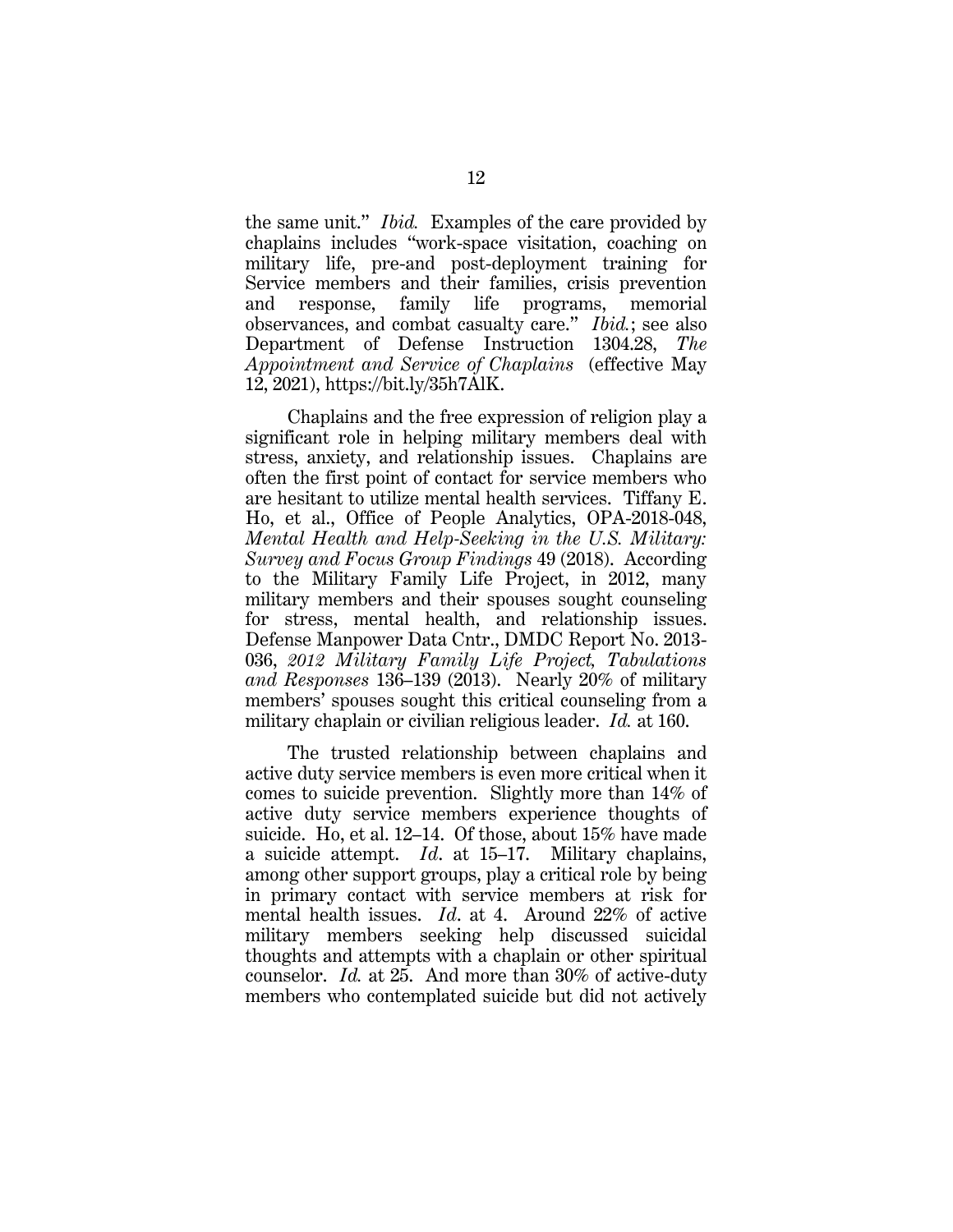the same unit." *Ibid.* Examples of the care provided by chaplains includes "work-space visitation, coaching on military life, pre-and post-deployment training for Service members and their families, crisis prevention and response, family life programs, memorial observances, and combat casualty care." *Ibid.*; see also Department of Defense Instruction 1304.28, *The Appointment and Service of Chaplains* (effective May 12, 2021), https://bit.ly/35h7AlK.

Chaplains and the free expression of religion play a significant role in helping military members deal with stress, anxiety, and relationship issues. Chaplains are often the first point of contact for service members who are hesitant to utilize mental health services. Tiffany E. Ho, et al., Office of People Analytics, OPA-2018-048, *Mental Health and Help-Seeking in the U.S. Military: Survey and Focus Group Findings* 49 (2018). According to the Military Family Life Project, in 2012, many military members and their spouses sought counseling for stress, mental health, and relationship issues. Defense Manpower Data Cntr., DMDC Report No. 2013-036, *2012 Military Family Life Project, Tabulations and Responses* 136–139 (2013). Nearly 20% of military members' spouses sought this critical counseling from a military chaplain or civilian religious leader. *Id.* at 160.

The trusted relationship between chaplains and active duty service members is even more critical when it comes to suicide prevention. Slightly more than 14% of active duty service members experience thoughts of suicide. Ho, et al. 12–14. Of those, about 15% have made a suicide attempt. *Id*. at 15–17. Military chaplains, among other support groups, play a critical role by being in primary contact with service members at risk for mental health issues. *Id*. at 4. Around 22% of active military members seeking help discussed suicidal thoughts and attempts with a chaplain or other spiritual counselor. *Id.* at 25. And more than 30% of active-duty members who contemplated suicide but did not actively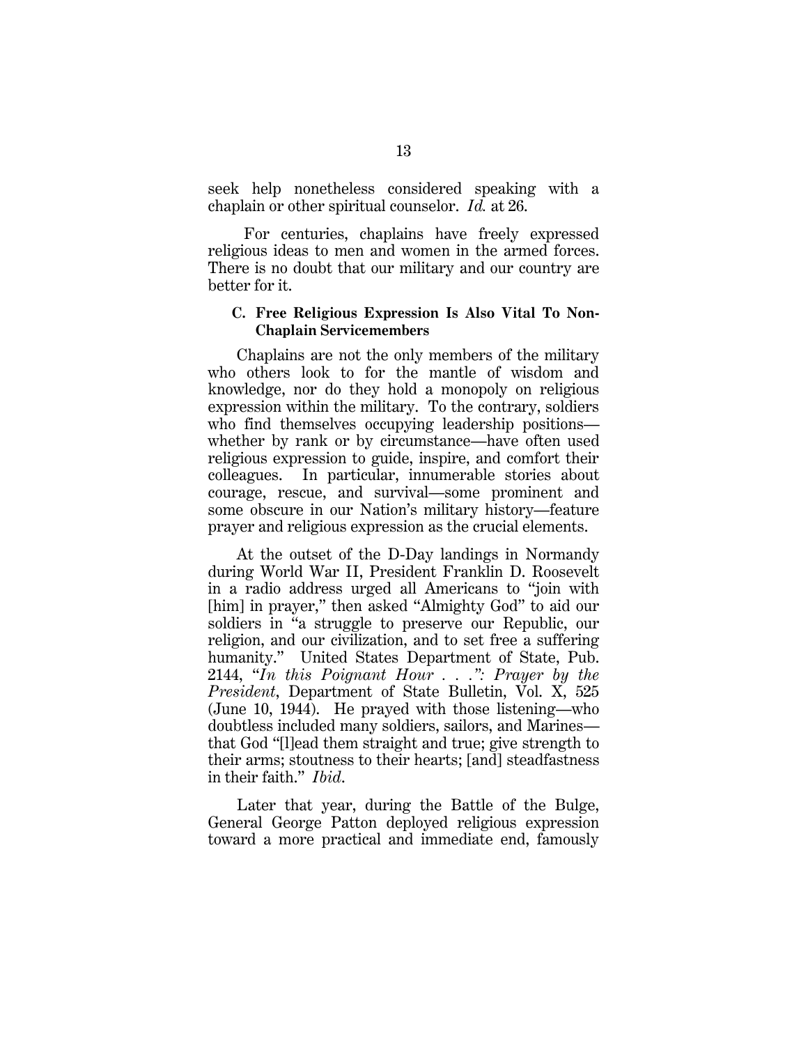seek help nonetheless considered speaking with a chaplain or other spiritual counselor. *Id.* at 26.

For centuries, chaplains have freely expressed religious ideas to men and women in the armed forces. There is no doubt that our military and our country are better for it.

### C. Free Religious Expression Is Also Vital To Non-Chaplain Servicemembers

Chaplains are not the only members of the military who others look to for the mantle of wisdom and knowledge, nor do they hold a monopoly on religious expression within the military. To the contrary, soldiers who find themselves occupying leadership positions—whether by rank or by circumstance—have often used religious expression to guide, inspire, and comfort their colleagues. In particular, innumerable stories about courage, rescue, and survival—some prominent and some obscure in our Nation's military history—feature prayer and religious expression as the crucial elements.

At the outset of the D-Day landings in Normandy during World War II, President Franklin D. Roosevelt in a radio address urged all Americans to "join with [him] in prayer," then asked "Almighty God" to aid our soldiers in "a struggle to preserve our Republic, our religion, and our civilization, and to set free a suffering humanity." United States Department of State, Pub. 2144, "*In this Poignant Hour . . .": Prayer by the President*, Department of State Bulletin, Vol. X, 525 (June 10, 1944). He prayed with those listening—who doubtless included many soldiers, sailors, and Marines—that God "[l]ead them straight and true; give strength to their arms; stoutness to their hearts; [and] steadfastness in their faith." *Ibid*.

Later that year, during the Battle of the Bulge, General George Patton deployed religious expression toward a more practical and immediate end, famously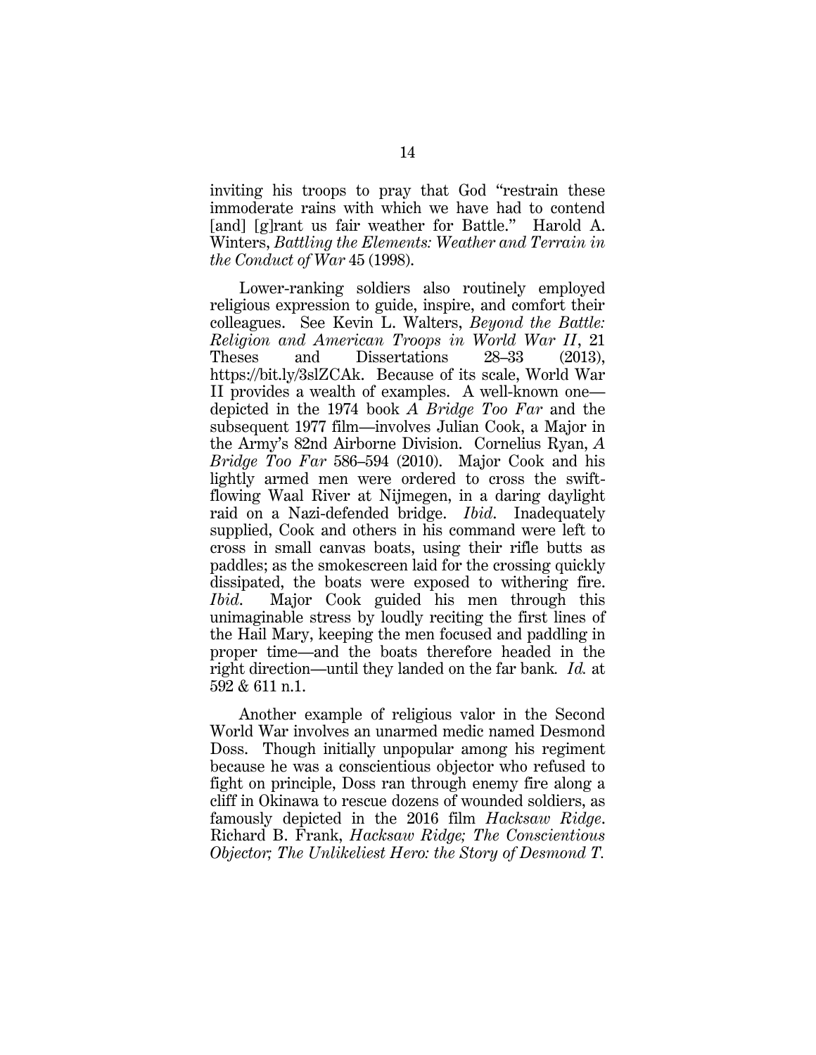inviting his troops to pray that God "restrain these immoderate rains with which we have had to contend [and] [g]rant us fair weather for Battle." Harold A. Winters, *Battling the Elements: Weather and Terrain in the Conduct of War* 45 (1998).

Lower-ranking soldiers also routinely employed religious expression to guide, inspire, and comfort their colleagues. See Kevin L. Walters, *Beyond the Battle: Religion and American Troops in World War II*, 21 Theses and Dissertations 28–33 (2013), https://bit.ly/3slZCAk. Because of its scale, World War II provides a wealth of examples. A well-known one—depicted in the 1974 book *A Bridge Too Far* and the subsequent 1977 film—involves Julian Cook, a Major in the Army's 82nd Airborne Division. Cornelius Ryan, *A Bridge Too Far* 586–594 (2010). Major Cook and his lightly armed men were ordered to cross the swift-flowing Waal River at Nijmegen, in a daring daylight raid on a Nazi-defended bridge. *Ibid.* Inadequately supplied, Cook and others in his command were left to cross in small canvas boats, using their rifle butts as paddles; as the smokescreen laid for the crossing quickly dissipated, the boats were exposed to withering fire. *Ibid.* Major Cook guided his men through this unimaginable stress by loudly reciting the first lines of the Hail Mary, keeping the men focused and paddling in proper time—and the boats therefore headed in the right direction—until they landed on the far bank. *Id.* at 592 & 611 n.1.

Another example of religious valor in the Second World War involves an unarmed medic named Desmond Doss. Though initially unpopular among his regiment because he was a conscientious objector who refused to fight on principle, Doss ran through enemy fire along a cliff in Okinawa to rescue dozens of wounded soldiers, as famously depicted in the 2016 film *Hacksaw Ridge*. Richard B. Frank, *Hacksaw Ridge; The Conscientious Objector; The Unlikeliest Hero: the Story of Desmond T.*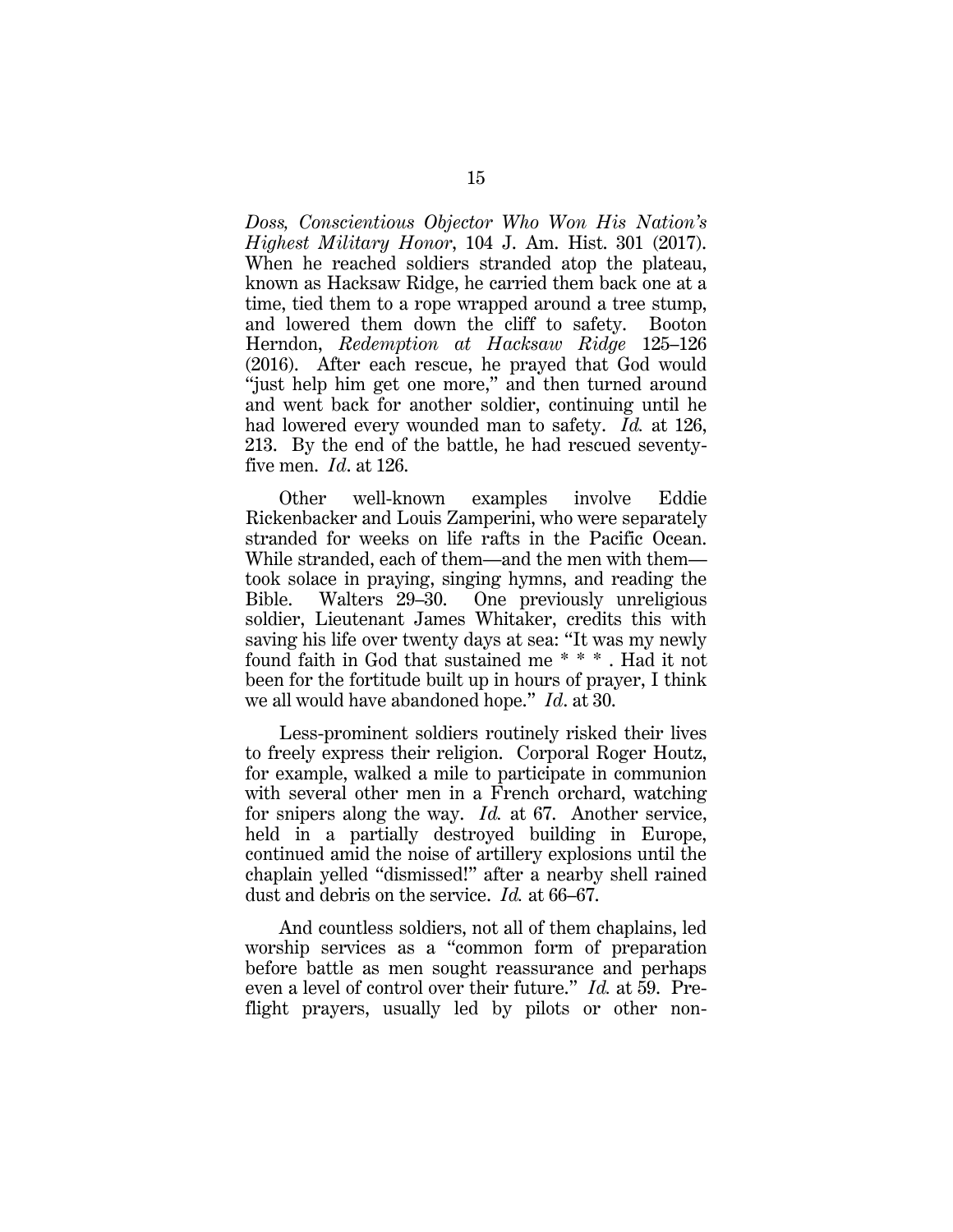*Doss, Conscientious Objector Who Won His Nation's Highest Military Honor*, 104 J. Am. Hist. 301 (2017). When he reached soldiers stranded atop the plateau, known as Hacksaw Ridge, he carried them back one at a time, tied them to a rope wrapped around a tree stump, and lowered them down the cliff to safety. Booton Herndon, *Redemption at Hacksaw Ridge* 125–126 (2016). After each rescue, he prayed that God would "just help him get one more," and then turned around and went back for another soldier, continuing until he had lowered every wounded man to safety. *Id.* at 126, 213. By the end of the battle, he had rescued seventy-five men. *Id*. at 126.

Other well-known examples involve Eddie Rickenbacker and Louis Zamperini, who were separately stranded for weeks on life rafts in the Pacific Ocean. While stranded, each of them—and the men with them—took solace in praying, singing hymns, and reading the Bible. Walters 29–30. One previously unreligious soldier, Lieutenant James Whitaker, credits this with saving his life over twenty days at sea: "It was my newly found faith in God that sustained me * * * . Had it not been for the fortitude built up in hours of prayer, I think we all would have abandoned hope." *Id*. at 30.

Less-prominent soldiers routinely risked their lives to freely express their religion. Corporal Roger Houtz, for example, walked a mile to participate in communion with several other men in a French orchard, watching for snipers along the way. *Id.* at 67. Another service, held in a partially destroyed building in Europe, continued amid the noise of artillery explosions until the chaplain yelled "dismissed!" after a nearby shell rained dust and debris on the service. *Id.* at 66–67.

And countless soldiers, not all of them chaplains, led worship services as a "common form of preparation before battle as men sought reassurance and perhaps even a level of control over their future." *Id.* at 59. Pre-flight prayers, usually led by pilots or other non-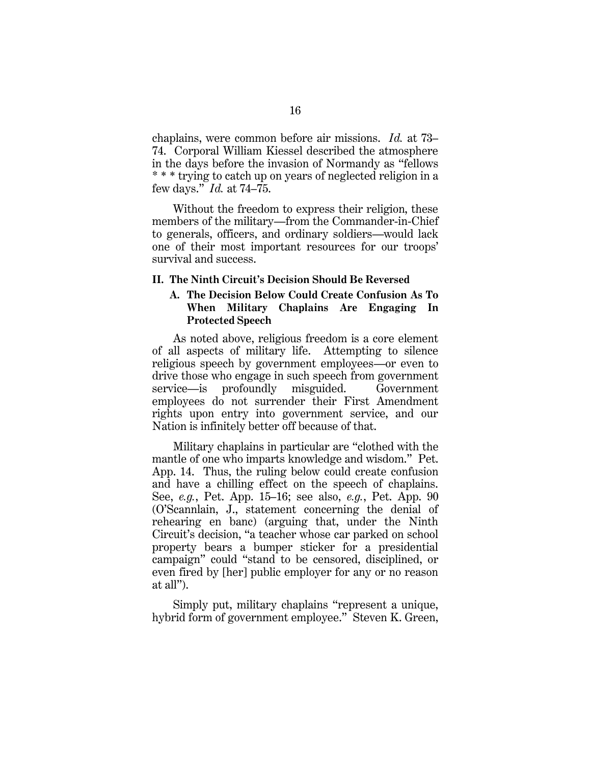chaplains, were common before air missions. *Id.* at 73–74. Corporal William Kiessel described the atmosphere in the days before the invasion of Normandy as "fellows * * * trying to catch up on years of neglected religion in a few days." *Id.* at 74–75.

Without the freedom to express their religion, these members of the military—from the Commander-in-Chief to generals, officers, and ordinary soldiers—would lack one of their most important resources for our troops' survival and success.

## II. The Ninth Circuit's Decision Should Be Reversed

### A. The Decision Below Could Create Confusion As To When Military Chaplains Are Engaging In Protected Speech

As noted above, religious freedom is a core element of all aspects of military life. Attempting to silence religious speech by government employees—or even to drive those who engage in such speech from government service—is profoundly misguided. Government employees do not surrender their First Amendment rights upon entry into government service, and our Nation is infinitely better off because of that.

Military chaplains in particular are "clothed with the mantle of one who imparts knowledge and wisdom." Pet. App. 14. Thus, the ruling below could create confusion and have a chilling effect on the speech of chaplains. See, *e.g.*, Pet. App. 15–16; see also, *e.g.*, Pet. App. 90 (O'Scannlain, J., statement concerning the denial of rehearing en banc) (arguing that, under the Ninth Circuit's decision, "a teacher whose car parked on school property bears a bumper sticker for a presidential campaign" could "stand to be censored, disciplined, or even fired by [her] public employer for any or no reason at all").

Simply put, military chaplains "represent a unique, hybrid form of government employee." Steven K. Green,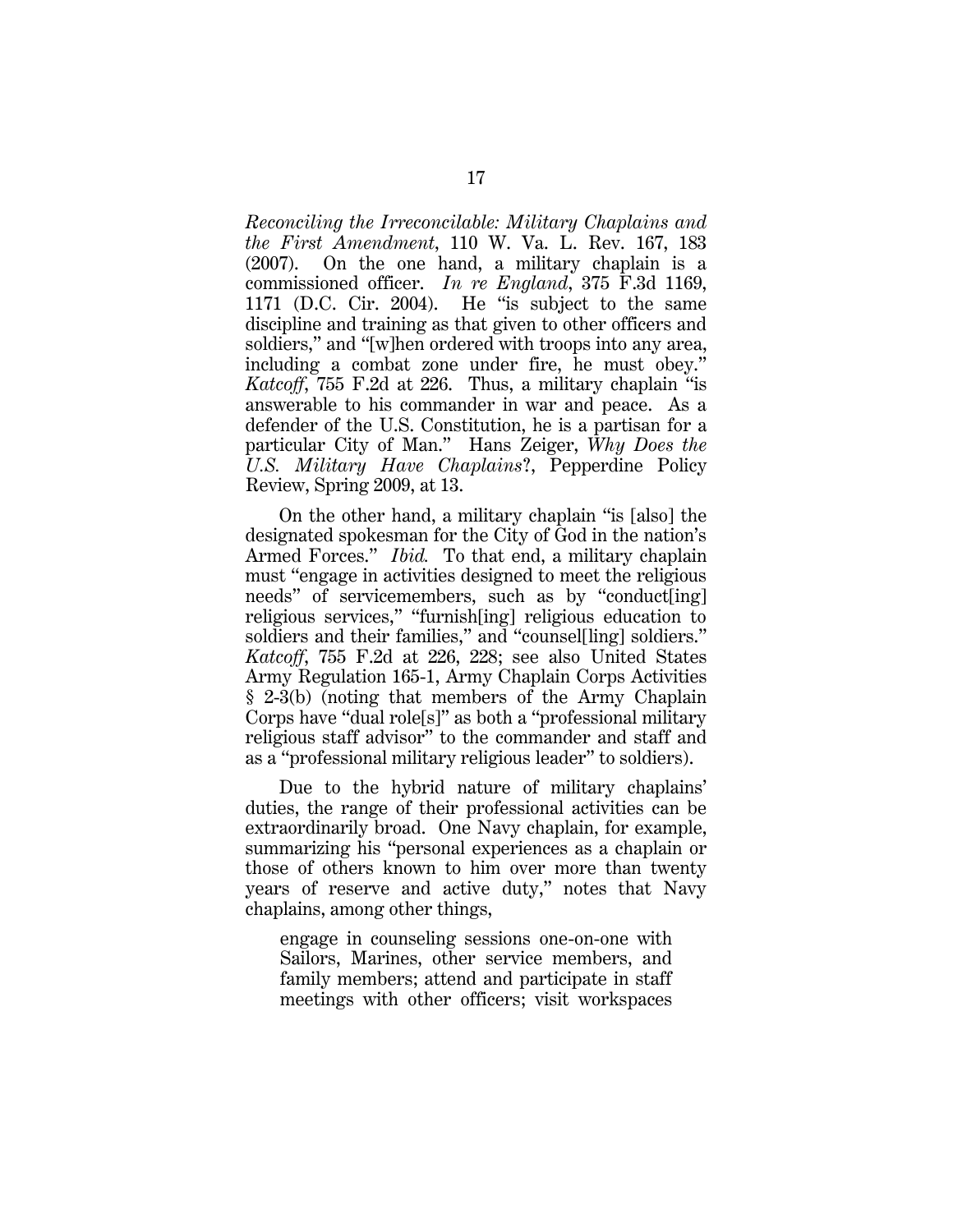*Reconciling the Irreconcilable: Military Chaplains and the First Amendment*, 110 W. Va. L. Rev. 167, 183 (2007). On the one hand, a military chaplain is a commissioned officer. *In re England*, 375 F.3d 1169, 1171 (D.C. Cir. 2004). He "is subject to the same discipline and training as that given to other officers and soldiers," and "[w]hen ordered with troops into any area, including a combat zone under fire, he must obey." *Katcoff*, 755 F.2d at 226. Thus, a military chaplain "is answerable to his commander in war and peace. As a defender of the U.S. Constitution, he is a partisan for a particular City of Man." Hans Zeiger, *Why Does the U.S. Military Have Chaplains*?, Pepperdine Policy Review, Spring 2009, at 13.

On the other hand, a military chaplain "is [also] the designated spokesman for the City of God in the nation's Armed Forces." *Ibid.* To that end, a military chaplain must "engage in activities designed to meet the religious needs" of servicemembers, such as by "conduct[ing] religious services," "furnish[ing] religious education to soldiers and their families," and "counsel[ling] soldiers." *Katcoff*, 755 F.2d at 226, 228; see also United States Army Regulation 165-1, Army Chaplain Corps Activities § 2-3(b) (noting that members of the Army Chaplain Corps have "dual role[s]" as both a "professional military religious staff advisor" to the commander and staff and as a "professional military religious leader" to soldiers).

Due to the hybrid nature of military chaplains' duties, the range of their professional activities can be extraordinarily broad. One Navy chaplain, for example, summarizing his "personal experiences as a chaplain or those of others known to him over more than twenty years of reserve and active duty," notes that Navy chaplains, among other things,

> engage in counseling sessions one-on-one with Sailors, Marines, other service members, and family members; attend and participate in staff meetings with other officers; visit workspaces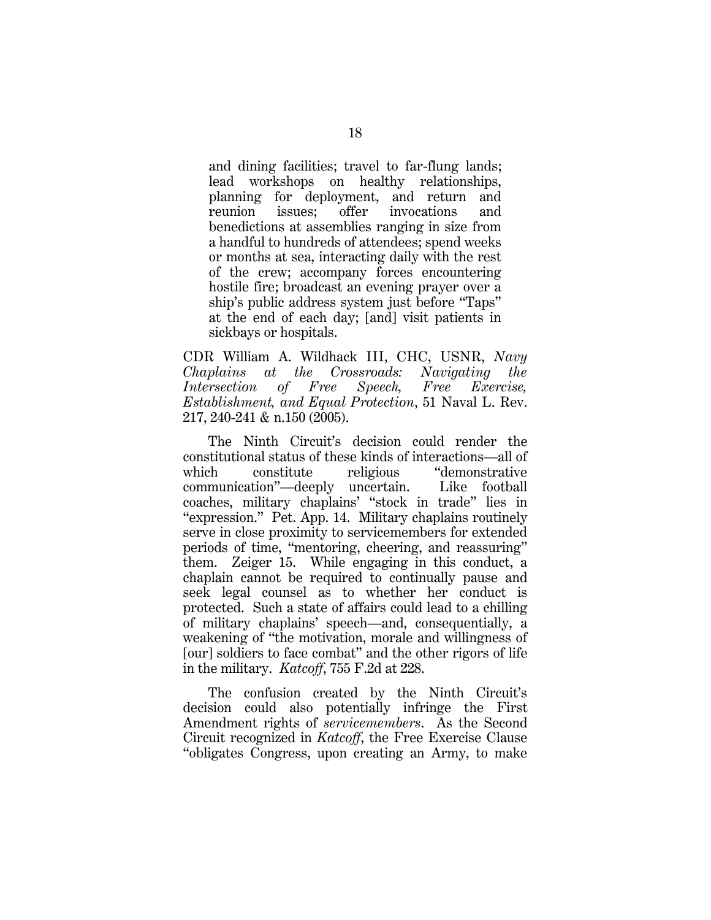> and dining facilities; travel to far-flung lands; lead workshops on healthy relationships, planning for deployment, and return and reunion issues; offer invocations and benedictions at assemblies ranging in size from a handful to hundreds of attendees; spend weeks or months at sea, interacting daily with the rest of the crew; accompany forces encountering hostile fire; broadcast an evening prayer over a ship's public address system just before "Taps" at the end of each day; [and] visit patients in sickbays or hospitals.

CDR William A. Wildhack III, CHC, USNR, *Navy Chaplains at the Crossroads: Navigating the Intersection of Free Speech, Free Exercise, Establishment, and Equal Protection*, 51 Naval L. Rev. 217, 240-241 & n.150 (2005).

The Ninth Circuit's decision could render the constitutional status of these kinds of interactions—all of which constitute religious "demonstrative communication"—deeply uncertain. Like football coaches, military chaplains' "stock in trade" lies in "expression." Pet. App. 14. Military chaplains routinely serve in close proximity to servicemembers for extended periods of time, "mentoring, cheering, and reassuring" them. Zeiger 15. While engaging in this conduct, a chaplain cannot be required to continually pause and seek legal counsel as to whether her conduct is protected. Such a state of affairs could lead to a chilling of military chaplains' speech—and, consequentially, a weakening of "the motivation, morale and willingness of [our] soldiers to face combat" and the other rigors of life in the military. *Katcoff*, 755 F.2d at 228.

The confusion created by the Ninth Circuit's decision could also potentially infringe the First Amendment rights of *servicemembers*. As the Second Circuit recognized in *Katcoff*, the Free Exercise Clause "obligates Congress, upon creating an Army, to make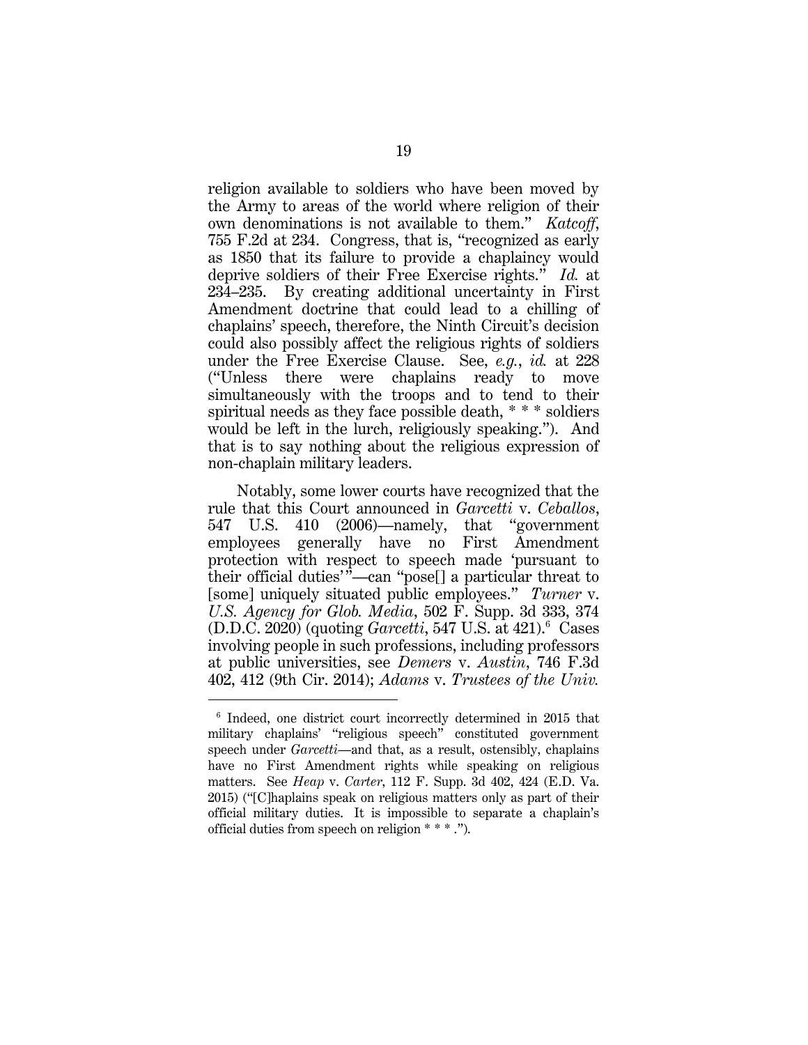religion available to soldiers who have been moved by the Army to areas of the world where religion of their own denominations is not available to them." *Katcoff*, 755 F.2d at 234. Congress, that is, "recognized as early as 1850 that its failure to provide a chaplaincy would deprive soldiers of their Free Exercise rights." *Id.* at 234–235. By creating additional uncertainty in First Amendment doctrine that could lead to a chilling of chaplains' speech, therefore, the Ninth Circuit's decision could also possibly affect the religious rights of soldiers under the Free Exercise Clause. See, *e.g.*, *id.* at 228 ("Unless there were chaplains ready to move simultaneously with the troops and to tend to their spiritual needs as they face possible death, * * * soldiers would be left in the lurch, religiously speaking."). And that is to say nothing about the religious expression of non-chaplain military leaders.

Notably, some lower courts have recognized that the rule that this Court announced in *Garcetti* v. *Ceballos*, 547 U.S. 410 (2006)—namely, that "government employees generally have no First Amendment protection with respect to speech made 'pursuant to their official duties'"—can "pose[] a particular threat to [some] uniquely situated public employees." *Turner* v. *U.S. Agency for Glob. Media*, 502 F. Supp. 3d 333, 374 (D.D.C. 2020) (quoting *Garcetti*, 547 U.S. at 421).[6] Cases involving people in such professions, including professors at public universities, see *Demers* v. *Austin*, 746 F.3d 402, 412 (9th Cir. 2014); *Adams* v. *Trustees of the Univ.*

---

[6] Indeed, one district court incorrectly determined in 2015 that military chaplains' "religious speech" constituted government speech under *Garcetti*—and that, as a result, ostensibly, chaplains have no First Amendment rights while speaking on religious matters. See *Heap* v. *Carter*, 112 F. Supp. 3d 402, 424 (E.D. Va. 2015) ("[C]haplains speak on religious matters only as part of their official military duties. It is impossible to separate a chaplain's official duties from speech on religion * * * .").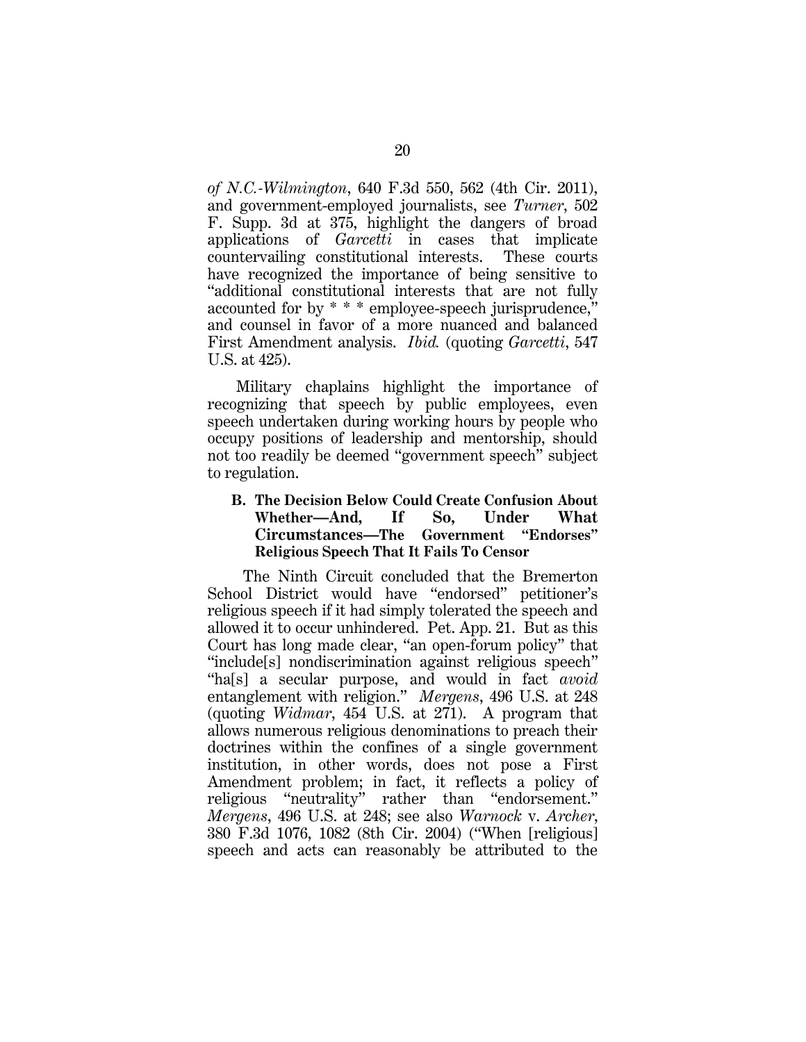*of N.C.-Wilmington*, 640 F.3d 550, 562 (4th Cir. 2011), and government-employed journalists, see *Turner*, 502 F. Supp. 3d at 375, highlight the dangers of broad applications of *Garcetti* in cases that implicate countervailing constitutional interests. These courts have recognized the importance of being sensitive to "additional constitutional interests that are not fully accounted for by * * * employee-speech jurisprudence," and counsel in favor of a more nuanced and balanced First Amendment analysis. *Ibid.* (quoting *Garcetti*, 547 U.S. at 425).

Military chaplains highlight the importance of recognizing that speech by public employees, even speech undertaken during working hours by people who occupy positions of leadership and mentorship, should not too readily be deemed "government speech" subject to regulation.

### B. The Decision Below Could Create Confusion About Whether—And, If So, Under What Circumstances—The Government "Endorses" Religious Speech That It Fails To Censor

The Ninth Circuit concluded that the Bremerton School District would have "endorsed" petitioner's religious speech if it had simply tolerated the speech and allowed it to occur unhindered. Pet. App. 21. But as this Court has long made clear, "an open-forum policy" that "include[s] nondiscrimination against religious speech" "ha[s] a secular purpose, and would in fact *avoid* entanglement with religion." *Mergens*, 496 U.S. at 248 (quoting *Widmar*, 454 U.S. at 271). A program that allows numerous religious denominations to preach their doctrines within the confines of a single government institution, in other words, does not pose a First Amendment problem; in fact, it reflects a policy of religious "neutrality" rather than "endorsement." *Mergens*, 496 U.S. at 248; see also *Warnock* v. *Archer*, 380 F.3d 1076, 1082 (8th Cir. 2004) ("When [religious] speech and acts can reasonably be attributed to the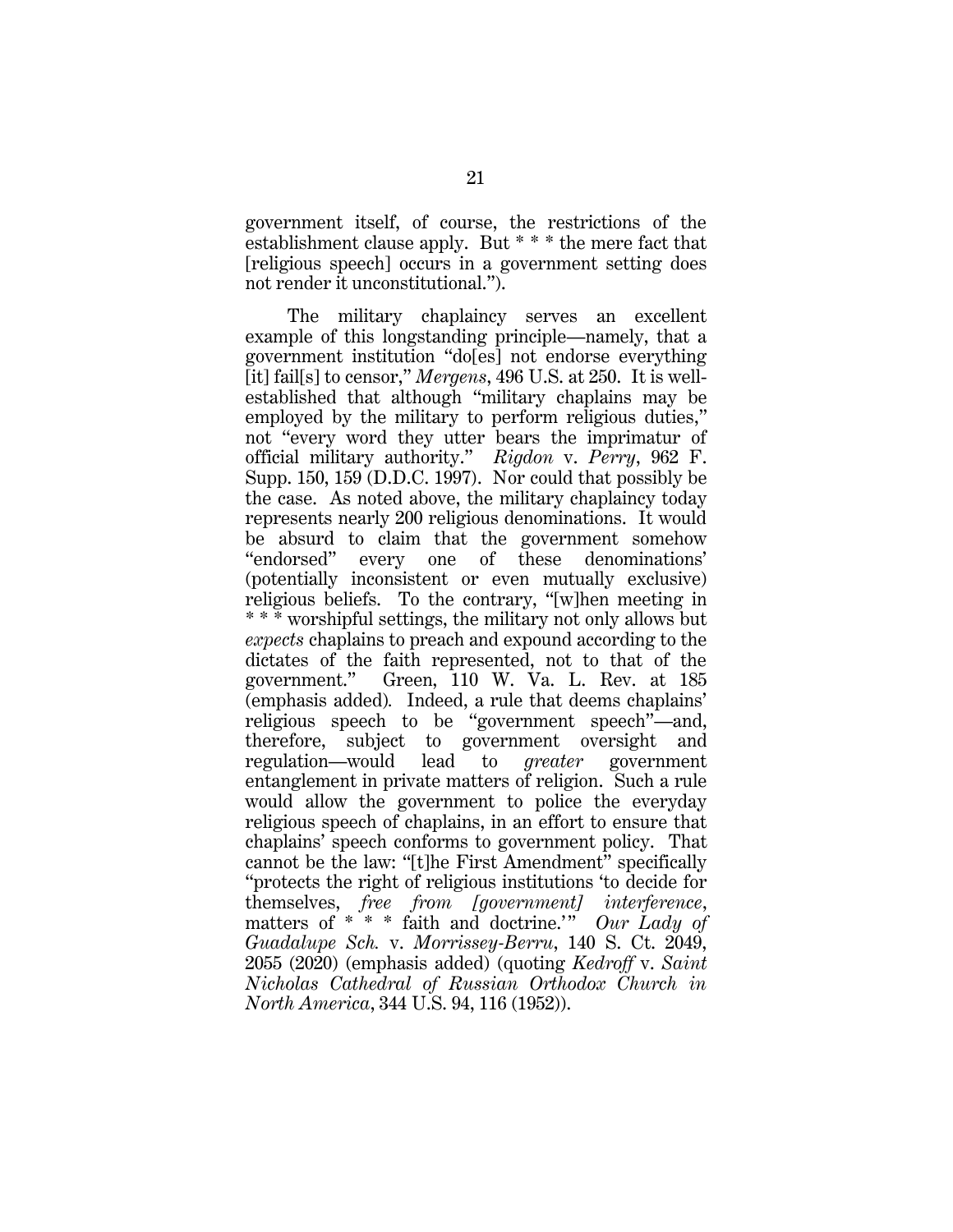government itself, of course, the restrictions of the establishment clause apply. But * * * the mere fact that [religious speech] occurs in a government setting does not render it unconstitutional.").

The military chaplaincy serves an excellent example of this longstanding principle—namely, that a government institution "do[es] not endorse everything [it] fail[s] to censor," *Mergens*, 496 U.S. at 250. It is well-established that although "military chaplains may be employed by the military to perform religious duties," not "every word they utter bears the imprimatur of official military authority." *Rigdon* v. *Perry*, 962 F. Supp. 150, 159 (D.D.C. 1997). Nor could that possibly be the case. As noted above, the military chaplaincy today represents nearly 200 religious denominations. It would be absurd to claim that the government somehow "endorsed" every one of these denominations' (potentially inconsistent or even mutually exclusive) religious beliefs. To the contrary, "[w]hen meeting in * * * worshipful settings, the military not only allows but *expects* chaplains to preach and expound according to the dictates of the faith represented, not to that of the government." Green, 110 W. Va. L. Rev. at 185 (emphasis added). Indeed, a rule that deems chaplains' religious speech to be "government speech"—and, therefore, subject to government oversight and regulation—would lead to *greater* government entanglement in private matters of religion. Such a rule would allow the government to police the everyday religious speech of chaplains, in an effort to ensure that chaplains' speech conforms to government policy. That cannot be the law: "[t]he First Amendment" specifically "protects the right of religious institutions 'to decide for themselves, *free from [government] interference*, matters of * * * faith and doctrine.'" *Our Lady of Guadalupe Sch.* v. *Morrissey-Berru*, 140 S. Ct. 2049, 2055 (2020) (emphasis added) (quoting *Kedroff* v. *Saint Nicholas Cathedral of Russian Orthodox Church in North America*, 344 U.S. 94, 116 (1952)).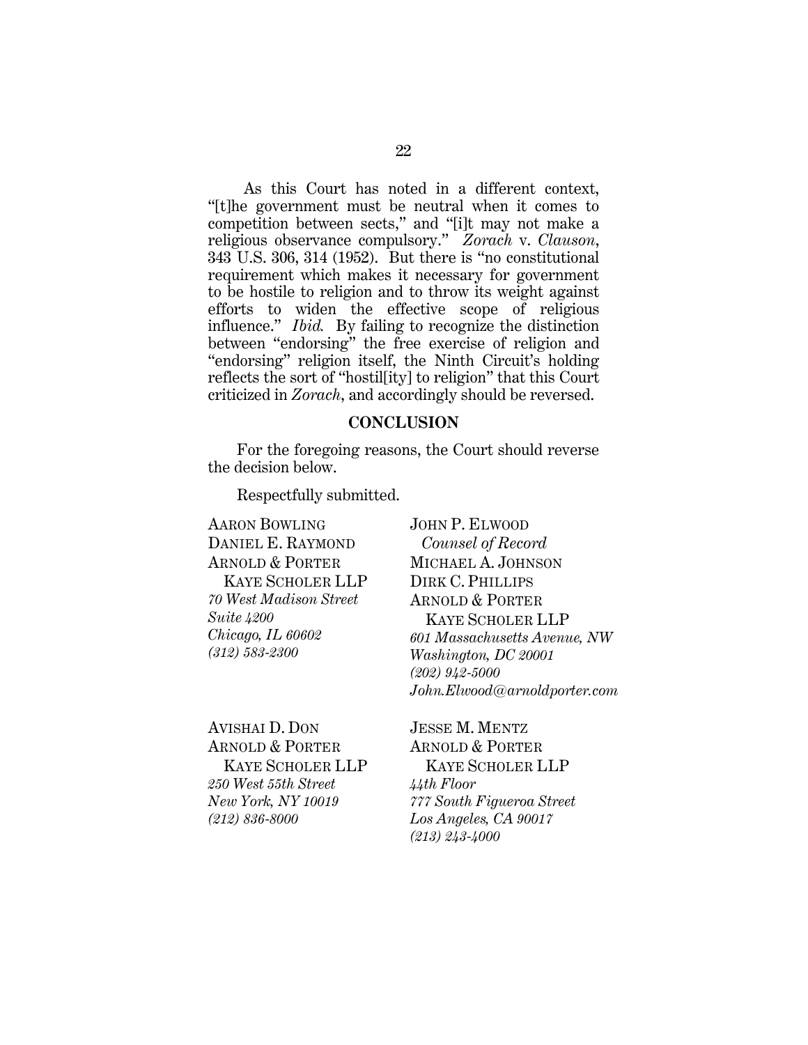As this Court has noted in a different context, "[t]he government must be neutral when it comes to competition between sects," and "[i]t may not make a religious observance compulsory." *Zorach* v. *Clauson*, 343 U.S. 306, 314 (1952). But there is "no constitutional requirement which makes it necessary for government to be hostile to religion and to throw its weight against efforts to widen the effective scope of religious influence." *Ibid.* By failing to recognize the distinction between "endorsing" the free exercise of religion and "endorsing" religion itself, the Ninth Circuit's holding reflects the sort of "hostil[ity] to religion" that this Court criticized in *Zorach*, and accordingly should be reversed.

## CONCLUSION

For the foregoing reasons, the Court should reverse the decision below.

Respectfully submitted.

JOHN P. ELWOOD
*Counsel of Record*
MICHAEL A. JOHNSON
DIRK C. PHILLIPS
ARNOLD & PORTER
KAYE SCHOLER LLP
*601 Massachusetts Avenue, NW*
*Washington, DC 20001*
*(202) 942-5000*
*John.Elwood@arnoldporter.com*

AARON BOWLING
DANIEL E. RAYMOND
ARNOLD & PORTER
KAYE SCHOLER LLP
*70 West Madison Street*
*Suite 4200*
*Chicago, IL 60602*
*(312) 583-2300*

AVISHAI D. DON
ARNOLD & PORTER
KAYE SCHOLER LLP
*250 West 55th Street*
*New York, NY 10019*
*(212) 836-8000*

JESSE M. MENTZ
ARNOLD & PORTER
KAYE SCHOLER LLP
*44th Floor*
*777 South Figueroa Street*
*Los Angeles, CA 90017*
*(213) 243-4000*